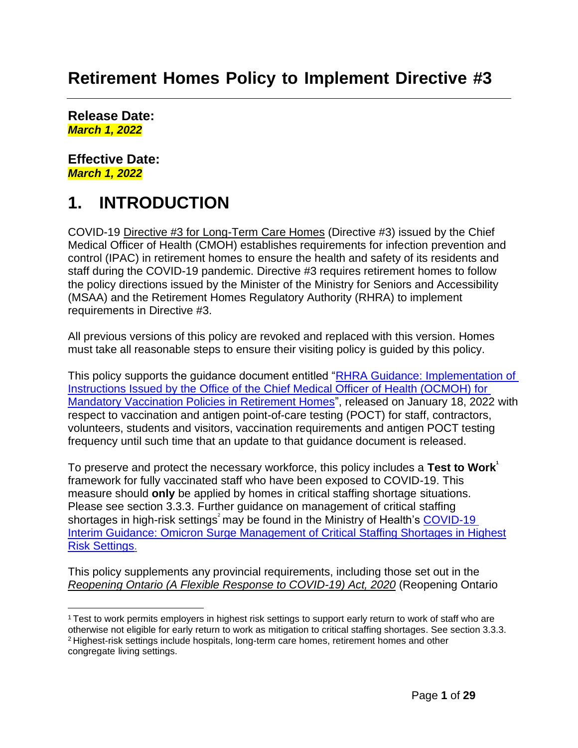# Retirement Homes Policy to Implement Directive #3

**Release Date:**
***March 1, 2022***

**Effective Date:**
***March 1, 2022***

## 1. INTRODUCTION

COVID-19 Directive #3 for Long-Term Care Homes (Directive #3) issued by the Chief Medical Officer of Health (CMOH) establishes requirements for infection prevention and control (IPAC) in retirement homes to ensure the health and safety of its residents and staff during the COVID-19 pandemic. Directive #3 requires retirement homes to follow the policy directions issued by the Minister of the Ministry for Seniors and Accessibility (MSAA) and the Retirement Homes Regulatory Authority (RHRA) to implement requirements in Directive #3.

All previous versions of this policy are revoked and replaced with this version. Homes must take all reasonable steps to ensure their visiting policy is guided by this policy.

This policy supports the guidance document entitled "RHRA Guidance: Implementation of Instructions Issued by the Office of the Chief Medical Officer of Health (OCMOH) for Mandatory Vaccination Policies in Retirement Homes", released on January 18, 2022 with respect to vaccination and antigen point-of-care testing (POCT) for staff, contractors, volunteers, students and visitors, vaccination requirements and antigen POCT testing frequency until such time that an update to that guidance document is released.

To preserve and protect the necessary workforce, this policy includes a **Test to Work**[1] framework for fully vaccinated staff who have been exposed to COVID-19. This measure should **only** be applied by homes in critical staffing shortage situations. Please see section 3.3.3. Further guidance on management of critical staffing shortages in high-risk settings[2] may be found in the Ministry of Health's COVID-19 Interim Guidance: Omicron Surge Management of Critical Staffing Shortages in Highest Risk Settings.

This policy supplements any provincial requirements, including those set out in the *Reopening Ontario (A Flexible Response to COVID-19) Act, 2020* (Reopening Ontario

---

[1] Test to work permits employers in highest risk settings to support early return to work of staff who are otherwise not eligible for early return to work as mitigation to critical staffing shortages. See section 3.3.3.

[2] Highest-risk settings include hospitals, long-term care homes, retirement homes and other congregate living settings.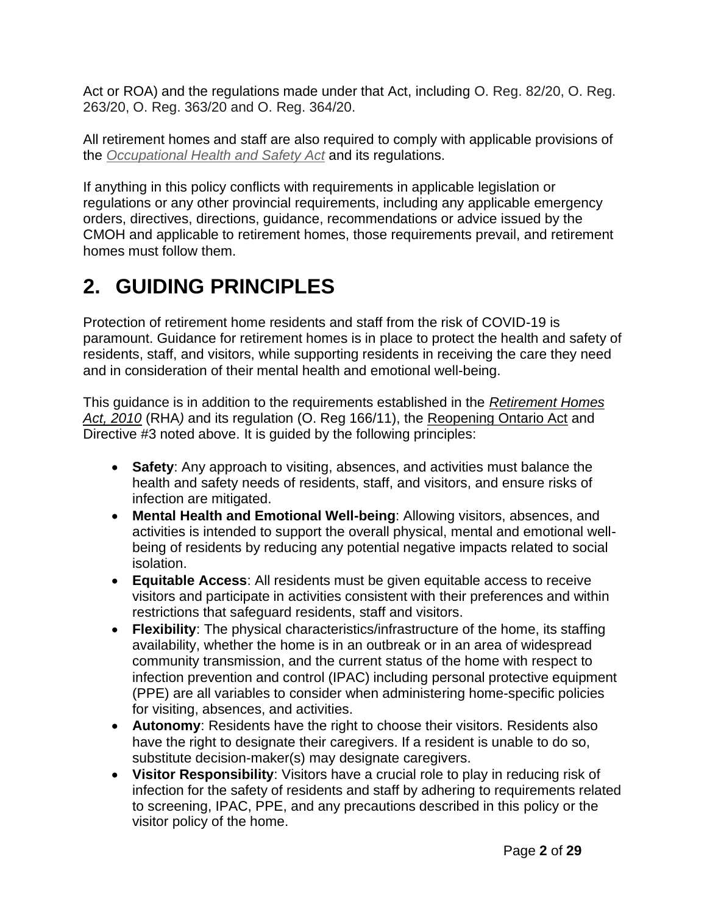Act or ROA) and the regulations made under that Act, including O. Reg. 82/20, O. Reg. 263/20, O. Reg. 363/20 and O. Reg. 364/20.

All retirement homes and staff are also required to comply with applicable provisions of the *Occupational Health and Safety Act* and its regulations.

If anything in this policy conflicts with requirements in applicable legislation or regulations or any other provincial requirements, including any applicable emergency orders, directives, directions, guidance, recommendations or advice issued by the CMOH and applicable to retirement homes, those requirements prevail, and retirement homes must follow them.

# 2. GUIDING PRINCIPLES

Protection of retirement home residents and staff from the risk of COVID-19 is paramount. Guidance for retirement homes is in place to protect the health and safety of residents, staff, and visitors, while supporting residents in receiving the care they need and in consideration of their mental health and emotional well-being.

This guidance is in addition to the requirements established in the *Retirement Homes Act, 2010* (RHA) and its regulation (O. Reg 166/11), the Reopening Ontario Act and Directive #3 noted above. It is guided by the following principles:

- **Safety**: Any approach to visiting, absences, and activities must balance the health and safety needs of residents, staff, and visitors, and ensure risks of infection are mitigated.
- **Mental Health and Emotional Well-being**: Allowing visitors, absences, and activities is intended to support the overall physical, mental and emotional well-being of residents by reducing any potential negative impacts related to social isolation.
- **Equitable Access**: All residents must be given equitable access to receive visitors and participate in activities consistent with their preferences and within restrictions that safeguard residents, staff and visitors.
- **Flexibility**: The physical characteristics/infrastructure of the home, its staffing availability, whether the home is in an outbreak or in an area of widespread community transmission, and the current status of the home with respect to infection prevention and control (IPAC) including personal protective equipment (PPE) are all variables to consider when administering home-specific policies for visiting, absences, and activities.
- **Autonomy**: Residents have the right to choose their visitors. Residents also have the right to designate their caregivers. If a resident is unable to do so, substitute decision-maker(s) may designate caregivers.
- **Visitor Responsibility**: Visitors have a crucial role to play in reducing risk of infection for the safety of residents and staff by adhering to requirements related to screening, IPAC, PPE, and any precautions described in this policy or the visitor policy of the home.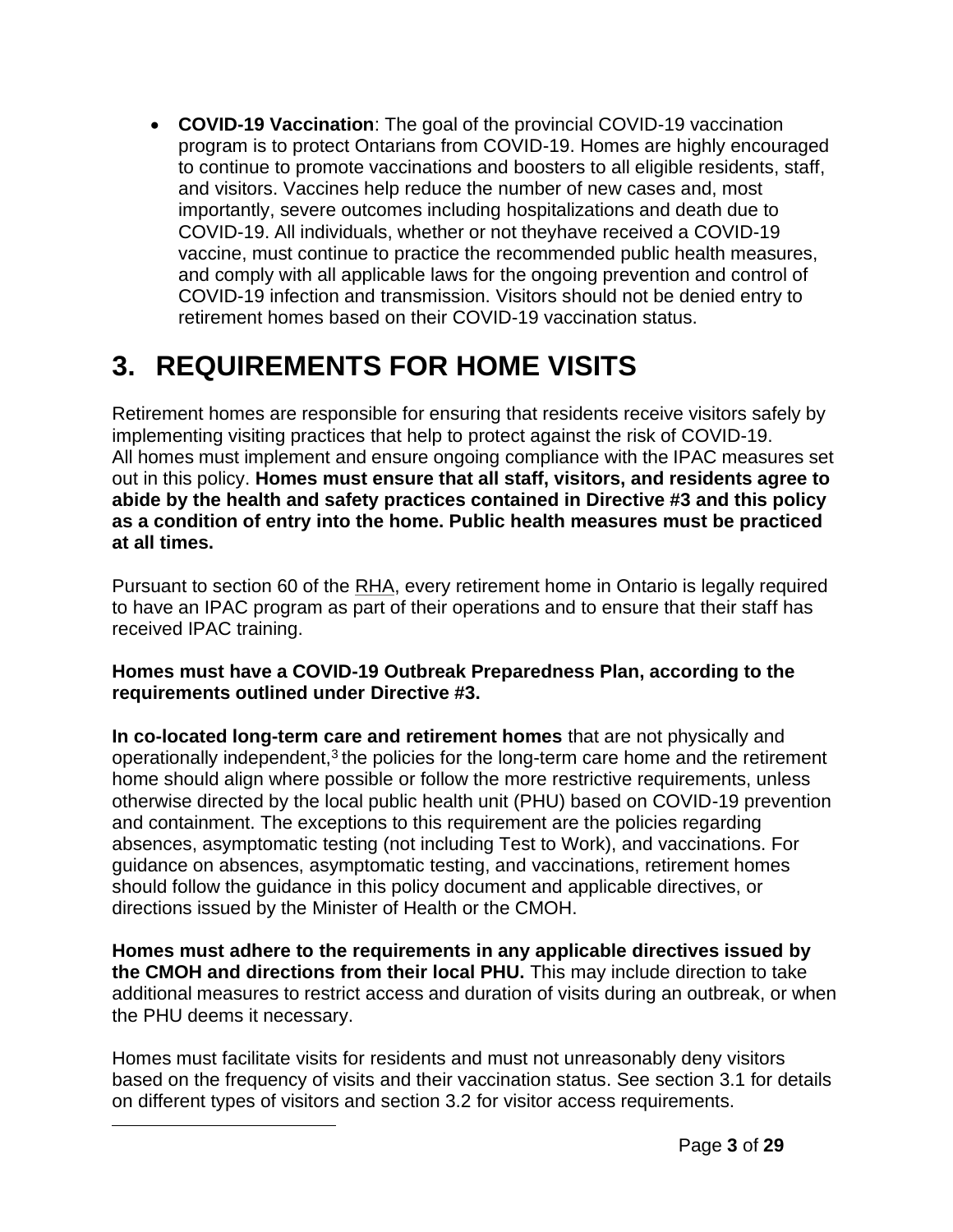- **COVID-19 Vaccination**: The goal of the provincial COVID-19 vaccination program is to protect Ontarians from COVID-19. Homes are highly encouraged to continue to promote vaccinations and boosters to all eligible residents, staff, and visitors. Vaccines help reduce the number of new cases and, most importantly, severe outcomes including hospitalizations and death due to COVID-19. All individuals, whether or not theyhave received a COVID-19 vaccine, must continue to practice the recommended public health measures, and comply with all applicable laws for the ongoing prevention and control of COVID-19 infection and transmission. Visitors should not be denied entry to retirement homes based on their COVID-19 vaccination status.

# 3. REQUIREMENTS FOR HOME VISITS

Retirement homes are responsible for ensuring that residents receive visitors safely by implementing visiting practices that help to protect against the risk of COVID-19. All homes must implement and ensure ongoing compliance with the IPAC measures set out in this policy. **Homes must ensure that all staff, visitors, and residents agree to abide by the health and safety practices contained in Directive #3 and this policy as a condition of entry into the home. Public health measures must be practiced at all times.**

Pursuant to section 60 of the RHA, every retirement home in Ontario is legally required to have an IPAC program as part of their operations and to ensure that their staff has received IPAC training.

**Homes must have a COVID-19 Outbreak Preparedness Plan, according to the requirements outlined under Directive #3.**

**In co-located long-term care and retirement homes** that are not physically and operationally independent,[3] the policies for the long-term care home and the retirement home should align where possible or follow the more restrictive requirements, unless otherwise directed by the local public health unit (PHU) based on COVID-19 prevention and containment. The exceptions to this requirement are the policies regarding absences, asymptomatic testing (not including Test to Work), and vaccinations. For guidance on absences, asymptomatic testing, and vaccinations, retirement homes should follow the guidance in this policy document and applicable directives, or directions issued by the Minister of Health or the CMOH.

**Homes must adhere to the requirements in any applicable directives issued by the CMOH and directions from their local PHU.** This may include direction to take additional measures to restrict access and duration of visits during an outbreak, or when the PHU deems it necessary.

Homes must facilitate visits for residents and must not unreasonably deny visitors based on the frequency of visits and their vaccination status. See section 3.1 for details on different types of visitors and section 3.2 for visitor access requirements.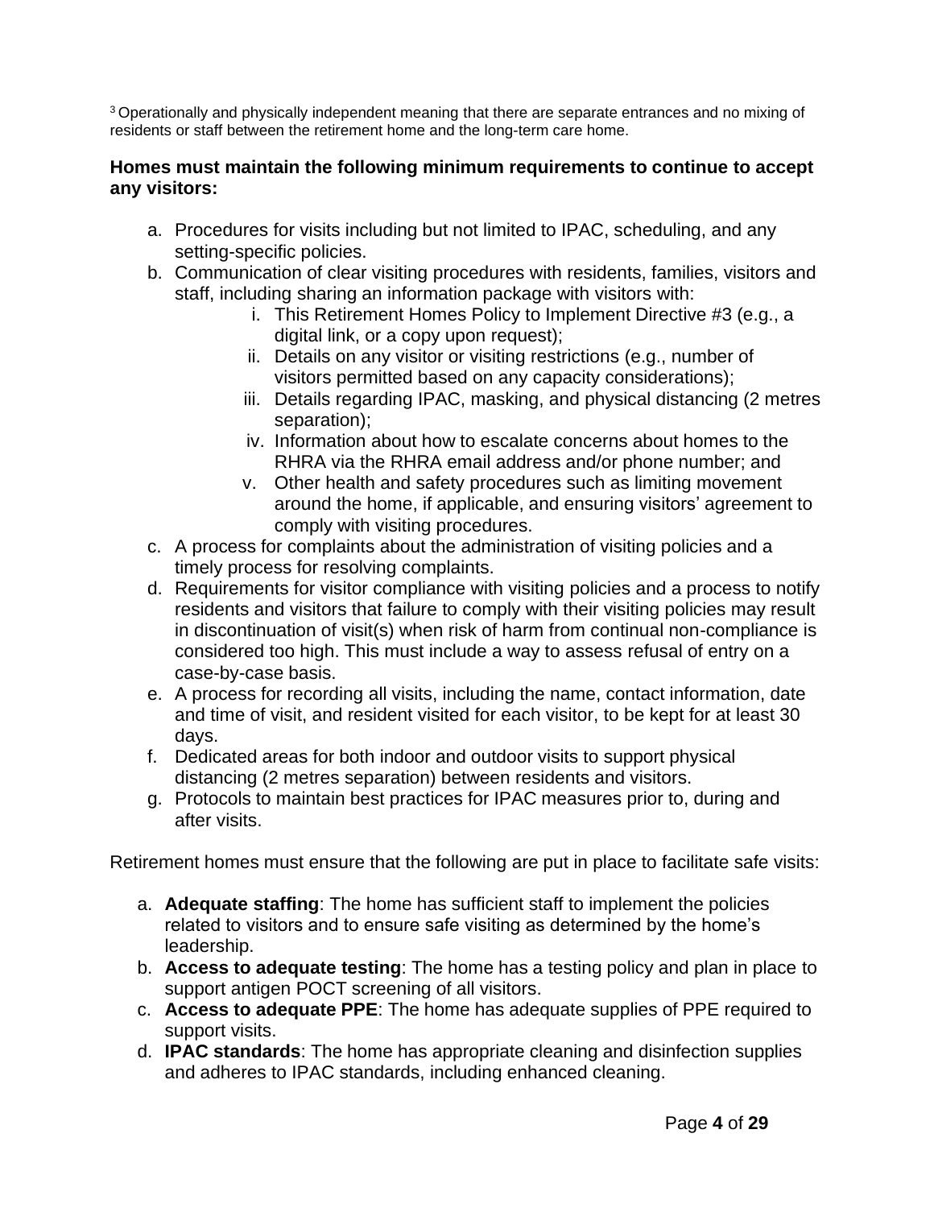[3] Operationally and physically independent meaning that there are separate entrances and no mixing of residents or staff between the retirement home and the long-term care home.

**Homes must maintain the following minimum requirements to continue to accept any visitors:**

a. Procedures for visits including but not limited to IPAC, scheduling, and any setting-specific policies.
b. Communication of clear visiting procedures with residents, families, visitors and staff, including sharing an information package with visitors with:
    i. This Retirement Homes Policy to Implement Directive #3 (e.g., a digital link, or a copy upon request);
    ii. Details on any visitor or visiting restrictions (e.g., number of visitors permitted based on any capacity considerations);
    iii. Details regarding IPAC, masking, and physical distancing (2 metres separation);
    iv. Information about how to escalate concerns about homes to the RHRA via the RHRA email address and/or phone number; and
    v. Other health and safety procedures such as limiting movement around the home, if applicable, and ensuring visitors' agreement to comply with visiting procedures.
c. A process for complaints about the administration of visiting policies and a timely process for resolving complaints.
d. Requirements for visitor compliance with visiting policies and a process to notify residents and visitors that failure to comply with their visiting policies may result in discontinuation of visit(s) when risk of harm from continual non-compliance is considered too high. This must include a way to assess refusal of entry on a case-by-case basis.
e. A process for recording all visits, including the name, contact information, date and time of visit, and resident visited for each visitor, to be kept for at least 30 days.
f. Dedicated areas for both indoor and outdoor visits to support physical distancing (2 metres separation) between residents and visitors.
g. Protocols to maintain best practices for IPAC measures prior to, during and after visits.

Retirement homes must ensure that the following are put in place to facilitate safe visits:

a. **Adequate staffing**: The home has sufficient staff to implement the policies related to visitors and to ensure safe visiting as determined by the home's leadership.
b. **Access to adequate testing**: The home has a testing policy and plan in place to support antigen POCT screening of all visitors.
c. **Access to adequate PPE**: The home has adequate supplies of PPE required to support visits.
d. **IPAC standards**: The home has appropriate cleaning and disinfection supplies and adheres to IPAC standards, including enhanced cleaning.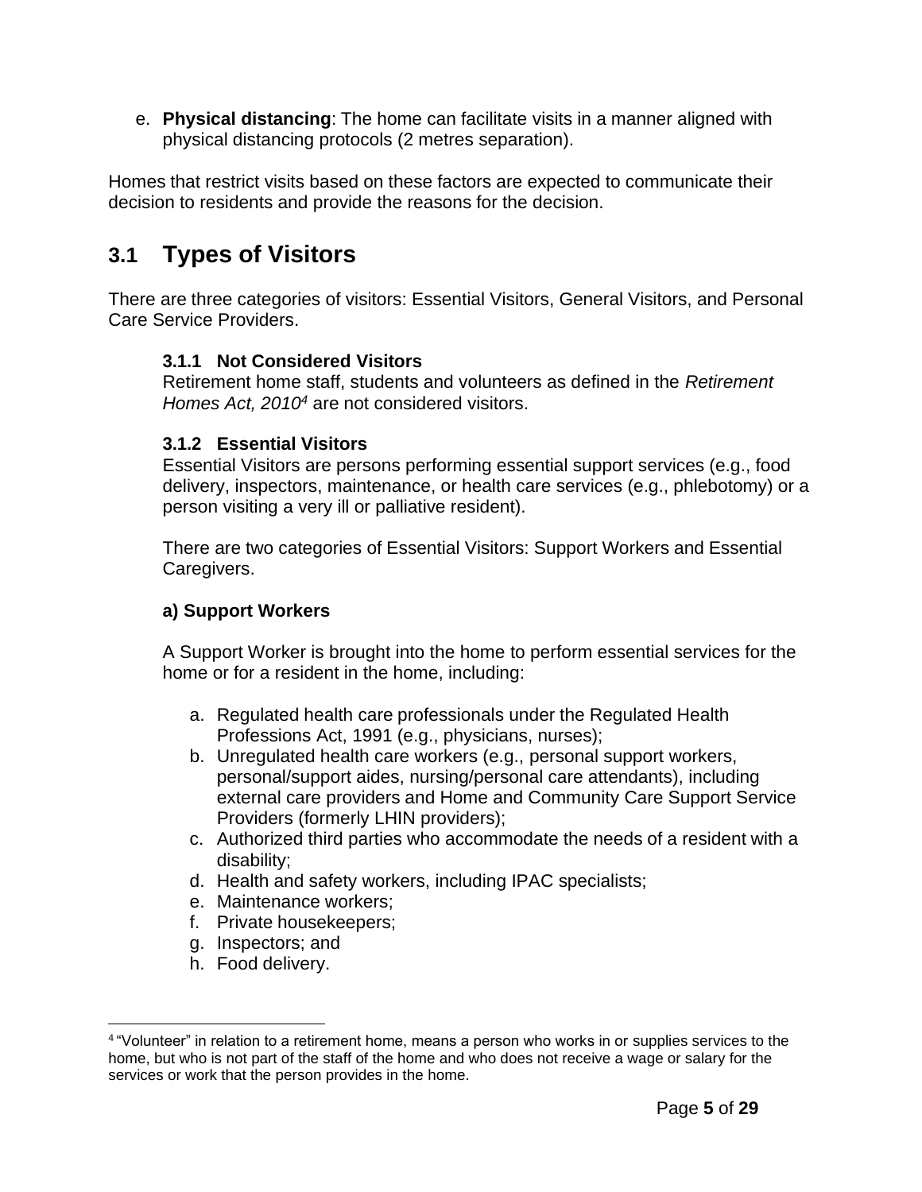e. **Physical distancing**: The home can facilitate visits in a manner aligned with physical distancing protocols (2 metres separation).

Homes that restrict visits based on these factors are expected to communicate their decision to residents and provide the reasons for the decision.

## 3.1 Types of Visitors

There are three categories of visitors: Essential Visitors, General Visitors, and Personal Care Service Providers.

### 3.1.1 Not Considered Visitors

Retirement home staff, students and volunteers as defined in the *Retirement Homes Act, 2010*[4] are not considered visitors.

### 3.1.2 Essential Visitors

Essential Visitors are persons performing essential support services (e.g., food delivery, inspectors, maintenance, or health care services (e.g., phlebotomy) or a person visiting a very ill or palliative resident).

There are two categories of Essential Visitors: Support Workers and Essential Caregivers.

**a) Support Workers**

A Support Worker is brought into the home to perform essential services for the home or for a resident in the home, including:

a. Regulated health care professionals under the Regulated Health Professions Act, 1991 (e.g., physicians, nurses);
b. Unregulated health care workers (e.g., personal support workers, personal/support aides, nursing/personal care attendants), including external care providers and Home and Community Care Support Service Providers (formerly LHIN providers);
c. Authorized third parties who accommodate the needs of a resident with a disability;
d. Health and safety workers, including IPAC specialists;
e. Maintenance workers;
f. Private housekeepers;
g. Inspectors; and
h. Food delivery.

[4] "Volunteer" in relation to a retirement home, means a person who works in or supplies services to the home, but who is not part of the staff of the home and who does not receive a wage or salary for the services or work that the person provides in the home.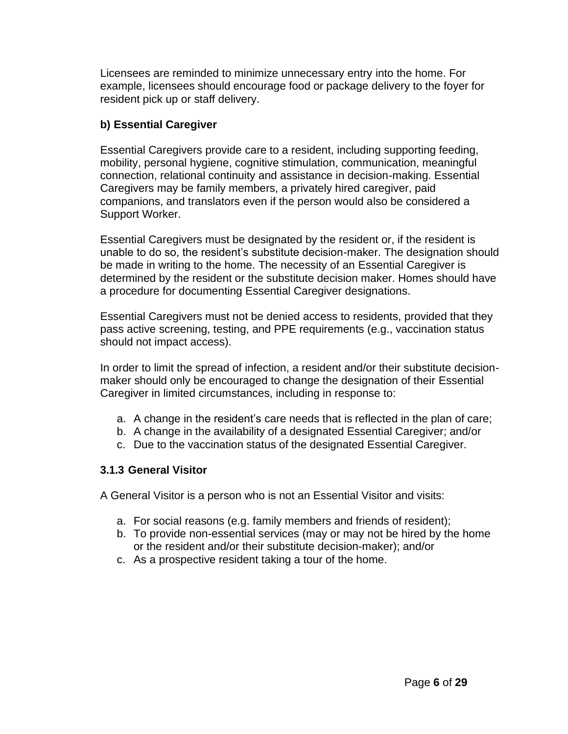Licensees are reminded to minimize unnecessary entry into the home. For example, licensees should encourage food or package delivery to the foyer for resident pick up or staff delivery.

**b) Essential Caregiver**

Essential Caregivers provide care to a resident, including supporting feeding, mobility, personal hygiene, cognitive stimulation, communication, meaningful connection, relational continuity and assistance in decision-making. Essential Caregivers may be family members, a privately hired caregiver, paid companions, and translators even if the person would also be considered a Support Worker.

Essential Caregivers must be designated by the resident or, if the resident is unable to do so, the resident's substitute decision-maker. The designation should be made in writing to the home. The necessity of an Essential Caregiver is determined by the resident or the substitute decision maker. Homes should have a procedure for documenting Essential Caregiver designations.

Essential Caregivers must not be denied access to residents, provided that they pass active screening, testing, and PPE requirements (e.g., vaccination status should not impact access).

In order to limit the spread of infection, a resident and/or their substitute decision-maker should only be encouraged to change the designation of their Essential Caregiver in limited circumstances, including in response to:

a. A change in the resident's care needs that is reflected in the plan of care;
b. A change in the availability of a designated Essential Caregiver; and/or
c. Due to the vaccination status of the designated Essential Caregiver.

### 3.1.3 General Visitor

A General Visitor is a person who is not an Essential Visitor and visits:

a. For social reasons (e.g. family members and friends of resident);
b. To provide non-essential services (may or may not be hired by the home or the resident and/or their substitute decision-maker); and/or
c. As a prospective resident taking a tour of the home.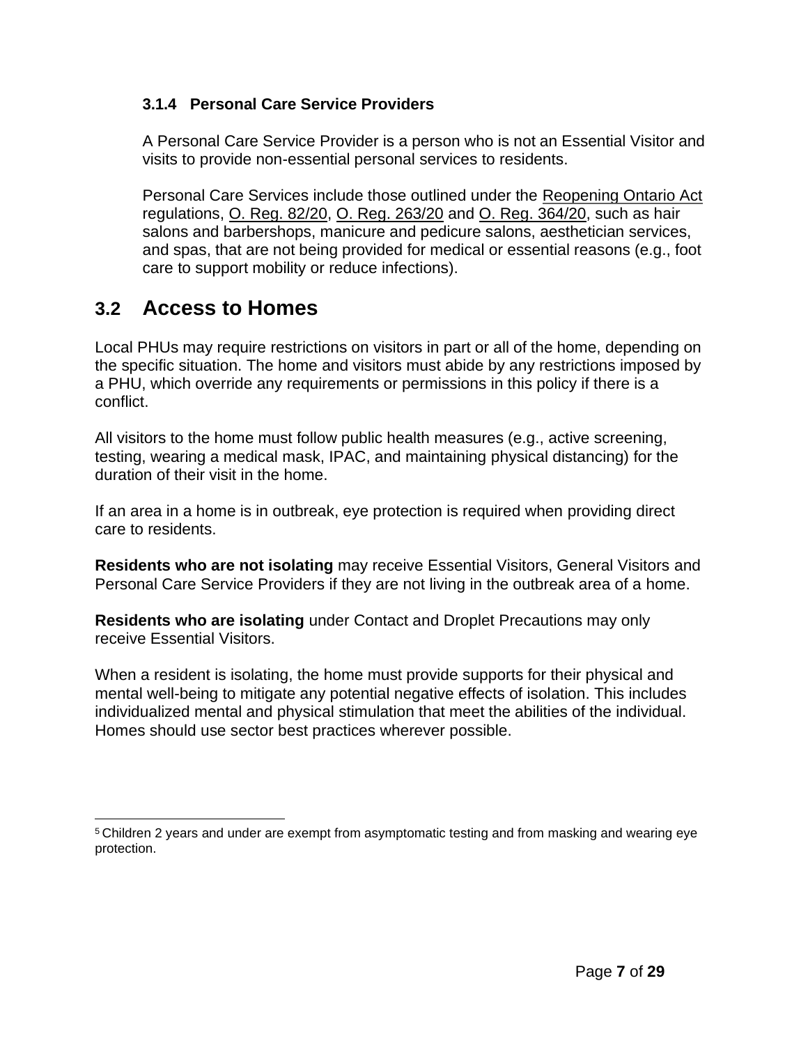### 3.1.4 Personal Care Service Providers

A Personal Care Service Provider is a person who is not an Essential Visitor and visits to provide non-essential personal services to residents.

Personal Care Services include those outlined under the Reopening Ontario Act regulations, O. Reg. 82/20, O. Reg. 263/20 and O. Reg. 364/20, such as hair salons and barbershops, manicure and pedicure salons, aesthetician services, and spas, that are not being provided for medical or essential reasons (e.g., foot care to support mobility or reduce infections).

## 3.2 Access to Homes

Local PHUs may require restrictions on visitors in part or all of the home, depending on the specific situation. The home and visitors must abide by any restrictions imposed by a PHU, which override any requirements or permissions in this policy if there is a conflict.

All visitors to the home must follow public health measures (e.g., active screening, testing, wearing a medical mask, IPAC, and maintaining physical distancing) for the duration of their visit in the home.

If an area in a home is in outbreak, eye protection is required when providing direct care to residents.

**Residents who are not isolating** may receive Essential Visitors, General Visitors and Personal Care Service Providers if they are not living in the outbreak area of a home.

**Residents who are isolating** under Contact and Droplet Precautions may only receive Essential Visitors.

When a resident is isolating, the home must provide supports for their physical and mental well-being to mitigate any potential negative effects of isolation. This includes individualized mental and physical stimulation that meet the abilities of the individual. Homes should use sector best practices wherever possible.

---

[5] Children 2 years and under are exempt from asymptomatic testing and from masking and wearing eye protection.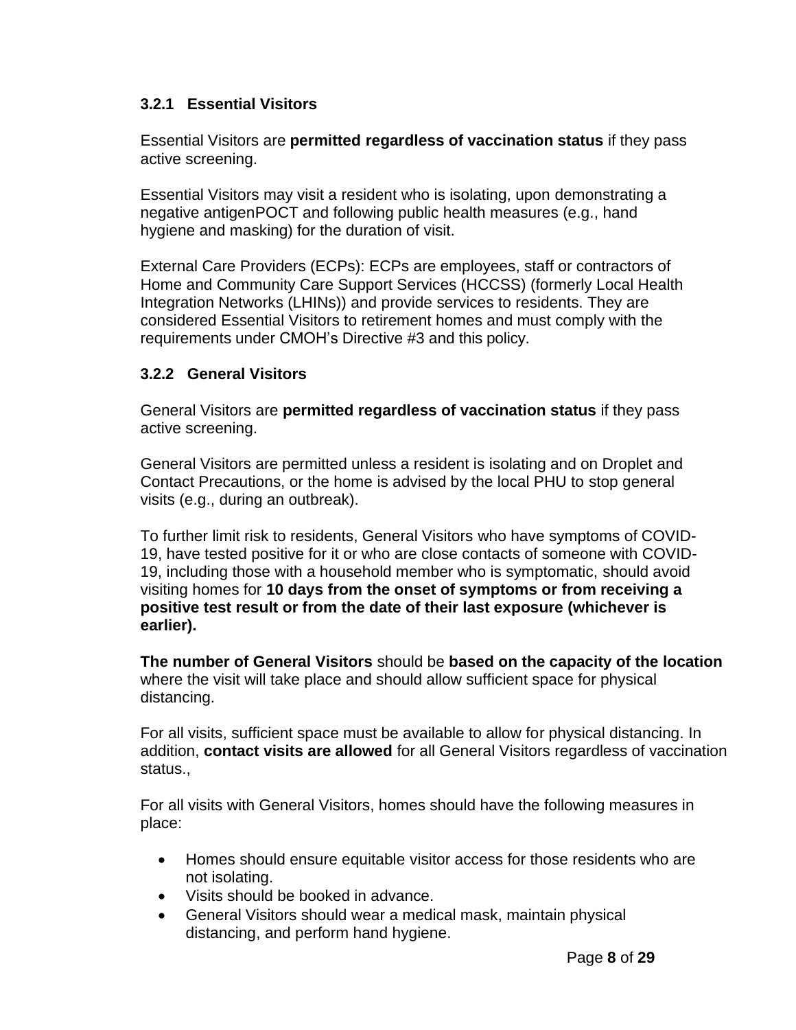### 3.2.1 Essential Visitors

Essential Visitors are **permitted regardless of vaccination status** if they pass active screening.

Essential Visitors may visit a resident who is isolating, upon demonstrating a negative antigenPOCT and following public health measures (e.g., hand hygiene and masking) for the duration of visit.

External Care Providers (ECPs): ECPs are employees, staff or contractors of Home and Community Care Support Services (HCCSS) (formerly Local Health Integration Networks (LHINs)) and provide services to residents. They are considered Essential Visitors to retirement homes and must comply with the requirements under CMOH's Directive #3 and this policy.

### 3.2.2 General Visitors

General Visitors are **permitted regardless of vaccination status** if they pass active screening.

General Visitors are permitted unless a resident is isolating and on Droplet and Contact Precautions, or the home is advised by the local PHU to stop general visits (e.g., during an outbreak).

To further limit risk to residents, General Visitors who have symptoms of COVID-19, have tested positive for it or who are close contacts of someone with COVID-19, including those with a household member who is symptomatic, should avoid visiting homes for **10 days from the onset of symptoms or from receiving a positive test result or from the date of their last exposure (whichever is earlier).**

**The number of General Visitors** should be **based on the capacity of the location** where the visit will take place and should allow sufficient space for physical distancing.

For all visits, sufficient space must be available to allow for physical distancing. In addition, **contact visits are allowed** for all General Visitors regardless of vaccination status.,

For all visits with General Visitors, homes should have the following measures in place:

- Homes should ensure equitable visitor access for those residents who are not isolating.
- Visits should be booked in advance.
- General Visitors should wear a medical mask, maintain physical distancing, and perform hand hygiene.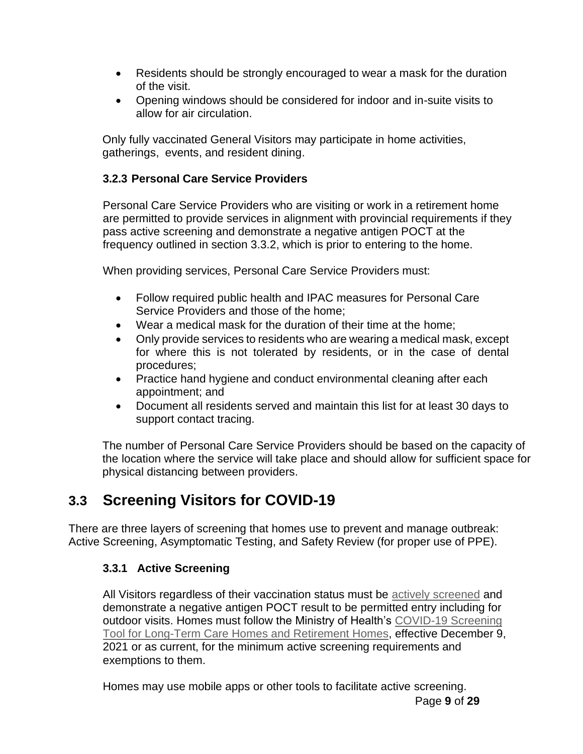- Residents should be strongly encouraged to wear a mask for the duration of the visit.
- Opening windows should be considered for indoor and in-suite visits to allow for air circulation.

Only fully vaccinated General Visitors may participate in home activities, gatherings, events, and resident dining.

### 3.2.3 Personal Care Service Providers

Personal Care Service Providers who are visiting or work in a retirement home are permitted to provide services in alignment with provincial requirements if they pass active screening and demonstrate a negative antigen POCT at the frequency outlined in section 3.3.2, which is prior to entering to the home.

When providing services, Personal Care Service Providers must:

- Follow required public health and IPAC measures for Personal Care Service Providers and those of the home;
- Wear a medical mask for the duration of their time at the home;
- Only provide services to residents who are wearing a medical mask, except for where this is not tolerated by residents, or in the case of dental procedures;
- Practice hand hygiene and conduct environmental cleaning after each appointment; and
- Document all residents served and maintain this list for at least 30 days to support contact tracing.

The number of Personal Care Service Providers should be based on the capacity of the location where the service will take place and should allow for sufficient space for physical distancing between providers.

## 3.3 Screening Visitors for COVID-19

There are three layers of screening that homes use to prevent and manage outbreak: Active Screening, Asymptomatic Testing, and Safety Review (for proper use of PPE).

### 3.3.1 Active Screening

All Visitors regardless of their vaccination status must be actively screened and demonstrate a negative antigen POCT result to be permitted entry including for outdoor visits. Homes must follow the Ministry of Health's COVID-19 Screening Tool for Long-Term Care Homes and Retirement Homes, effective December 9, 2021 or as current, for the minimum active screening requirements and exemptions to them.

Homes may use mobile apps or other tools to facilitate active screening.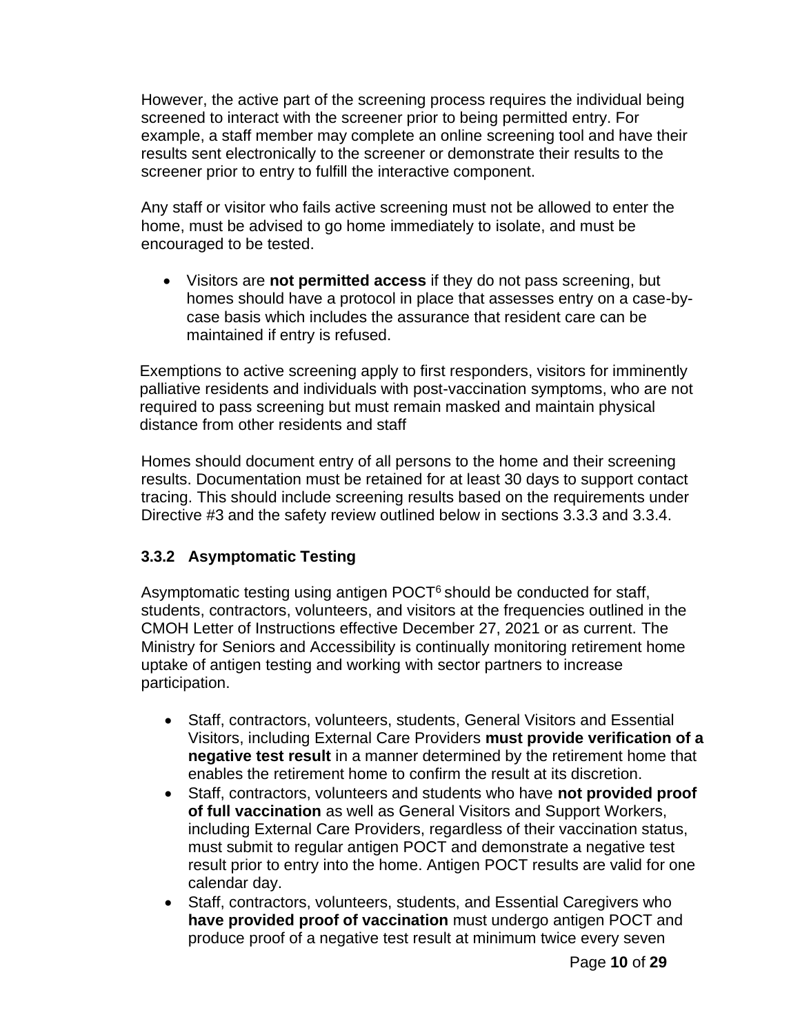However, the active part of the screening process requires the individual being screened to interact with the screener prior to being permitted entry. For example, a staff member may complete an online screening tool and have their results sent electronically to the screener or demonstrate their results to the screener prior to entry to fulfill the interactive component.

Any staff or visitor who fails active screening must not be allowed to enter the home, must be advised to go home immediately to isolate, and must be encouraged to be tested.

- Visitors are **not permitted access** if they do not pass screening, but homes should have a protocol in place that assesses entry on a case-by-case basis which includes the assurance that resident care can be maintained if entry is refused.

Exemptions to active screening apply to first responders, visitors for imminently palliative residents and individuals with post-vaccination symptoms, who are not required to pass screening but must remain masked and maintain physical distance from other residents and staff

Homes should document entry of all persons to the home and their screening results. Documentation must be retained for at least 30 days to support contact tracing. This should include screening results based on the requirements under Directive #3 and the safety review outlined below in sections 3.3.3 and 3.3.4.

### 3.3.2 Asymptomatic Testing

Asymptomatic testing using antigen POCT[6] should be conducted for staff, students, contractors, volunteers, and visitors at the frequencies outlined in the CMOH Letter of Instructions effective December 27, 2021 or as current. The Ministry for Seniors and Accessibility is continually monitoring retirement home uptake of antigen testing and working with sector partners to increase participation.

- Staff, contractors, volunteers, students, General Visitors and Essential Visitors, including External Care Providers **must provide verification of a negative test result** in a manner determined by the retirement home that enables the retirement home to confirm the result at its discretion.
- Staff, contractors, volunteers and students who have **not provided proof of full vaccination** as well as General Visitors and Support Workers, including External Care Providers, regardless of their vaccination status, must submit to regular antigen POCT and demonstrate a negative test result prior to entry into the home. Antigen POCT results are valid for one calendar day.
- Staff, contractors, volunteers, students, and Essential Caregivers who **have provided proof of vaccination** must undergo antigen POCT and produce proof of a negative test result at minimum twice every seven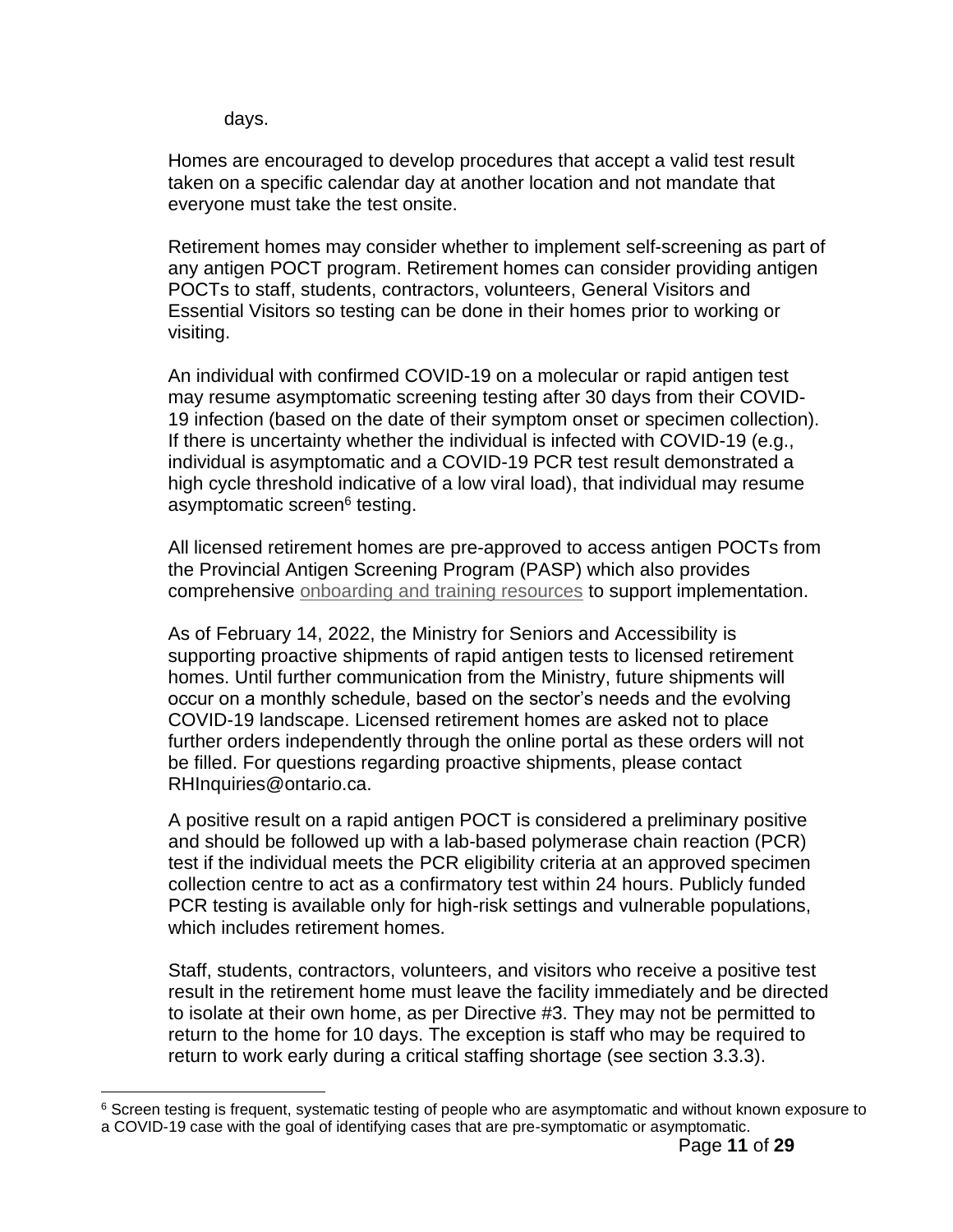days.

Homes are encouraged to develop procedures that accept a valid test result taken on a specific calendar day at another location and not mandate that everyone must take the test onsite.

Retirement homes may consider whether to implement self-screening as part of any antigen POCT program. Retirement homes can consider providing antigen POCTs to staff, students, contractors, volunteers, General Visitors and Essential Visitors so testing can be done in their homes prior to working or visiting.

An individual with confirmed COVID-19 on a molecular or rapid antigen test may resume asymptomatic screening testing after 30 days from their COVID-19 infection (based on the date of their symptom onset or specimen collection). If there is uncertainty whether the individual is infected with COVID-19 (e.g., individual is asymptomatic and a COVID-19 PCR test result demonstrated a high cycle threshold indicative of a low viral load), that individual may resume asymptomatic screen[6] testing.

All licensed retirement homes are pre-approved to access antigen POCTs from the Provincial Antigen Screening Program (PASP) which also provides comprehensive onboarding and training resources to support implementation.

As of February 14, 2022, the Ministry for Seniors and Accessibility is supporting proactive shipments of rapid antigen tests to licensed retirement homes. Until further communication from the Ministry, future shipments will occur on a monthly schedule, based on the sector's needs and the evolving COVID-19 landscape. Licensed retirement homes are asked not to place further orders independently through the online portal as these orders will not be filled. For questions regarding proactive shipments, please contact RHInquiries@ontario.ca.

A positive result on a rapid antigen POCT is considered a preliminary positive and should be followed up with a lab-based polymerase chain reaction (PCR) test if the individual meets the PCR eligibility criteria at an approved specimen collection centre to act as a confirmatory test within 24 hours. Publicly funded PCR testing is available only for high-risk settings and vulnerable populations, which includes retirement homes.

Staff, students, contractors, volunteers, and visitors who receive a positive test result in the retirement home must leave the facility immediately and be directed to isolate at their own home, as per Directive #3. They may not be permitted to return to the home for 10 days. The exception is staff who may be required to return to work early during a critical staffing shortage (see section 3.3.3).

[6] Screen testing is frequent, systematic testing of people who are asymptomatic and without known exposure to a COVID-19 case with the goal of identifying cases that are pre-symptomatic or asymptomatic.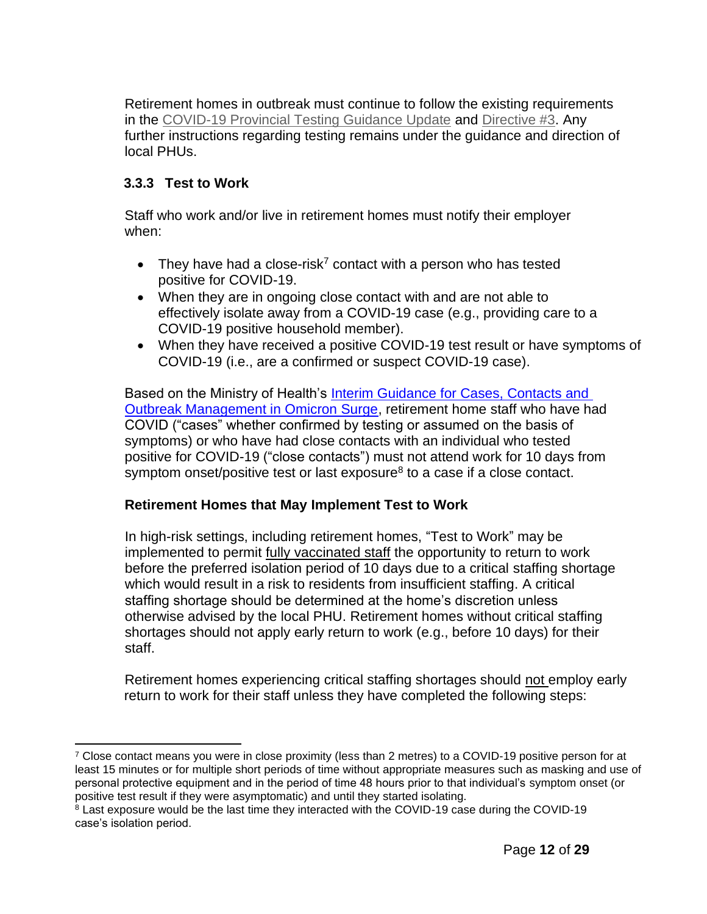Retirement homes in outbreak must continue to follow the existing requirements in the COVID-19 Provincial Testing Guidance Update and Directive #3. Any further instructions regarding testing remains under the guidance and direction of local PHUs.

### 3.3.3 Test to Work

Staff who work and/or live in retirement homes must notify their employer when:

- They have had a close-risk[7] contact with a person who has tested positive for COVID-19.
- When they are in ongoing close contact with and are not able to effectively isolate away from a COVID-19 case (e.g., providing care to a COVID-19 positive household member).
- When they have received a positive COVID-19 test result or have symptoms of COVID-19 (i.e., are a confirmed or suspect COVID-19 case).

Based on the Ministry of Health's Interim Guidance for Cases, Contacts and Outbreak Management in Omicron Surge, retirement home staff who have had COVID ("cases" whether confirmed by testing or assumed on the basis of symptoms) or who have had close contacts with an individual who tested positive for COVID-19 ("close contacts") must not attend work for 10 days from symptom onset/positive test or last exposure[8] to a case if a close contact.

**Retirement Homes that May Implement Test to Work**

In high-risk settings, including retirement homes, "Test to Work" may be implemented to permit fully vaccinated staff the opportunity to return to work before the preferred isolation period of 10 days due to a critical staffing shortage which would result in a risk to residents from insufficient staffing. A critical staffing shortage should be determined at the home's discretion unless otherwise advised by the local PHU. Retirement homes without critical staffing shortages should not apply early return to work (e.g., before 10 days) for their staff.

Retirement homes experiencing critical staffing shortages should not employ early return to work for their staff unless they have completed the following steps:

---

[7] Close contact means you were in close proximity (less than 2 metres) to a COVID-19 positive person for at least 15 minutes or for multiple short periods of time without appropriate measures such as masking and use of personal protective equipment and in the period of time 48 hours prior to that individual's symptom onset (or positive test result if they were asymptomatic) and until they started isolating.

[8] Last exposure would be the last time they interacted with the COVID-19 case during the COVID-19 case's isolation period.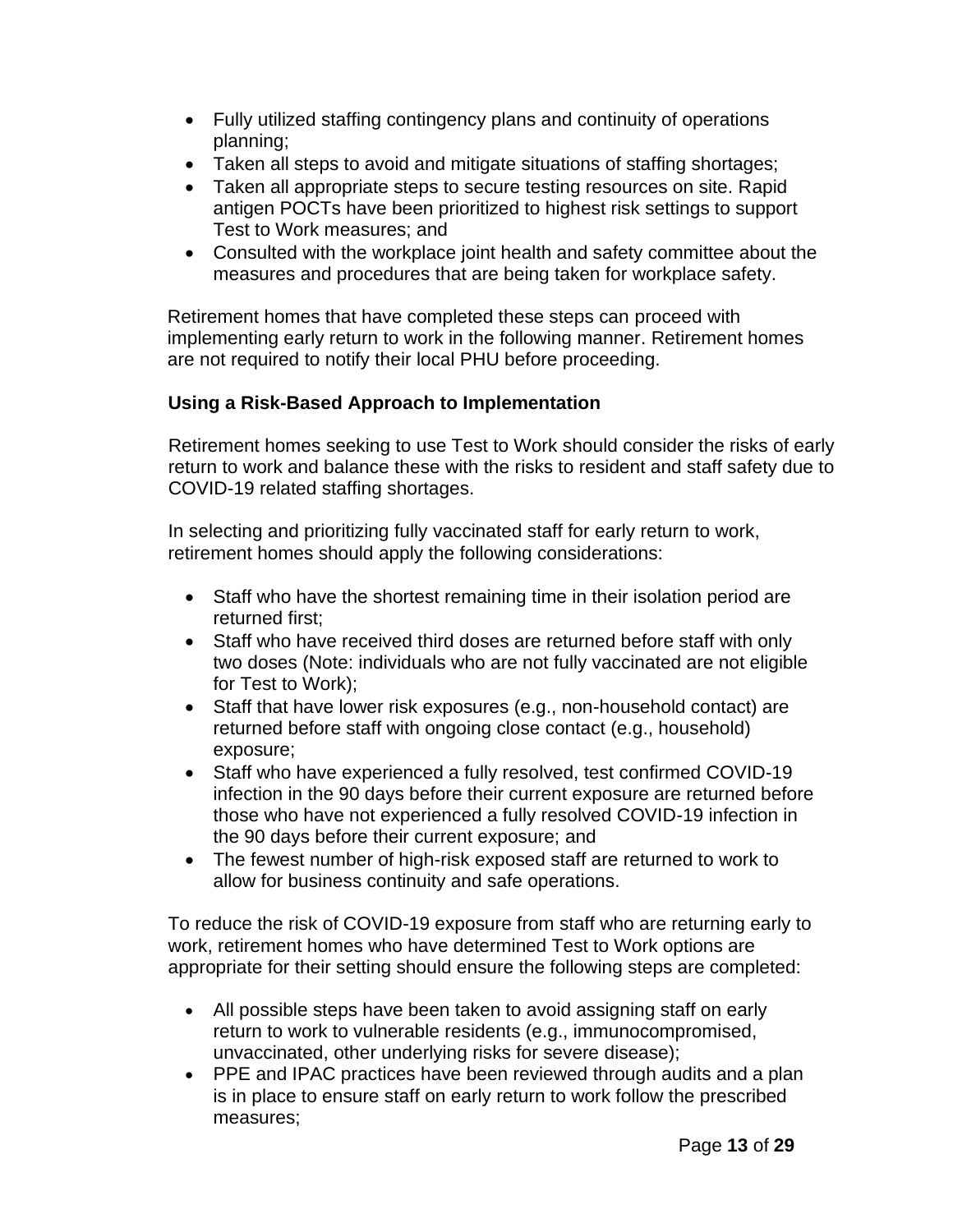- Fully utilized staffing contingency plans and continuity of operations planning;
- Taken all steps to avoid and mitigate situations of staffing shortages;
- Taken all appropriate steps to secure testing resources on site. Rapid antigen POCTs have been prioritized to highest risk settings to support Test to Work measures; and
- Consulted with the workplace joint health and safety committee about the measures and procedures that are being taken for workplace safety.

Retirement homes that have completed these steps can proceed with implementing early return to work in the following manner. Retirement homes are not required to notify their local PHU before proceeding.

### Using a Risk-Based Approach to Implementation

Retirement homes seeking to use Test to Work should consider the risks of early return to work and balance these with the risks to resident and staff safety due to COVID-19 related staffing shortages.

In selecting and prioritizing fully vaccinated staff for early return to work, retirement homes should apply the following considerations:

- Staff who have the shortest remaining time in their isolation period are returned first;
- Staff who have received third doses are returned before staff with only two doses (Note: individuals who are not fully vaccinated are not eligible for Test to Work);
- Staff that have lower risk exposures (e.g., non-household contact) are returned before staff with ongoing close contact (e.g., household) exposure;
- Staff who have experienced a fully resolved, test confirmed COVID-19 infection in the 90 days before their current exposure are returned before those who have not experienced a fully resolved COVID-19 infection in the 90 days before their current exposure; and
- The fewest number of high-risk exposed staff are returned to work to allow for business continuity and safe operations.

To reduce the risk of COVID-19 exposure from staff who are returning early to work, retirement homes who have determined Test to Work options are appropriate for their setting should ensure the following steps are completed:

- All possible steps have been taken to avoid assigning staff on early return to work to vulnerable residents (e.g., immunocompromised, unvaccinated, other underlying risks for severe disease);
- PPE and IPAC practices have been reviewed through audits and a plan is in place to ensure staff on early return to work follow the prescribed measures;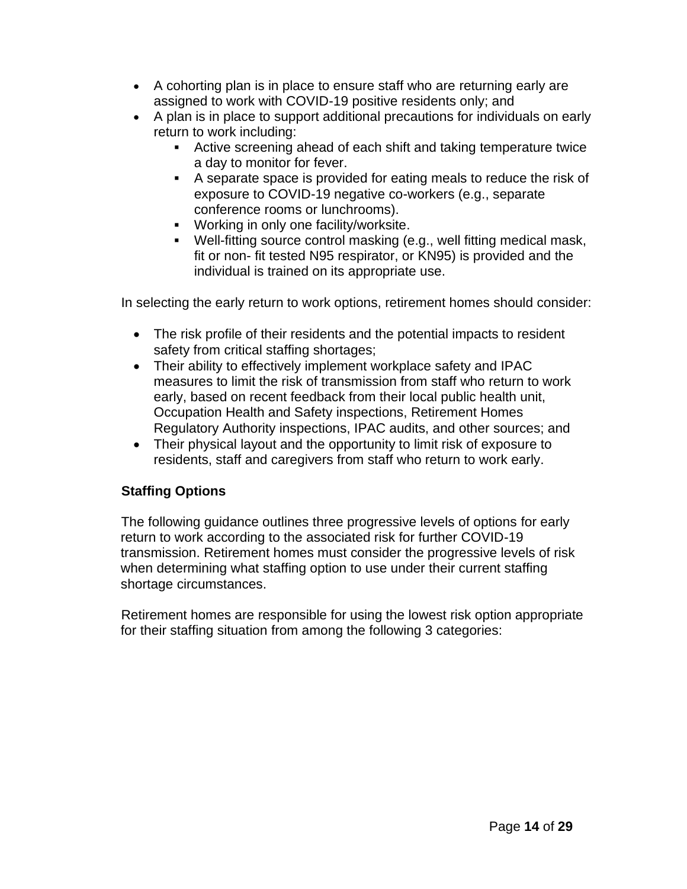- A cohorting plan is in place to ensure staff who are returning early are assigned to work with COVID-19 positive residents only; and
- A plan is in place to support additional precautions for individuals on early return to work including:
  - Active screening ahead of each shift and taking temperature twice a day to monitor for fever.
  - A separate space is provided for eating meals to reduce the risk of exposure to COVID-19 negative co-workers (e.g., separate conference rooms or lunchrooms).
  - Working in only one facility/worksite.
  - Well-fitting source control masking (e.g., well fitting medical mask, fit or non- fit tested N95 respirator, or KN95) is provided and the individual is trained on its appropriate use.

In selecting the early return to work options, retirement homes should consider:

- The risk profile of their residents and the potential impacts to resident safety from critical staffing shortages;
- Their ability to effectively implement workplace safety and IPAC measures to limit the risk of transmission from staff who return to work early, based on recent feedback from their local public health unit, Occupation Health and Safety inspections, Retirement Homes Regulatory Authority inspections, IPAC audits, and other sources; and
- Their physical layout and the opportunity to limit risk of exposure to residents, staff and caregivers from staff who return to work early.

**Staffing Options**

The following guidance outlines three progressive levels of options for early return to work according to the associated risk for further COVID-19 transmission. Retirement homes must consider the progressive levels of risk when determining what staffing option to use under their current staffing shortage circumstances.

Retirement homes are responsible for using the lowest risk option appropriate for their staffing situation from among the following 3 categories: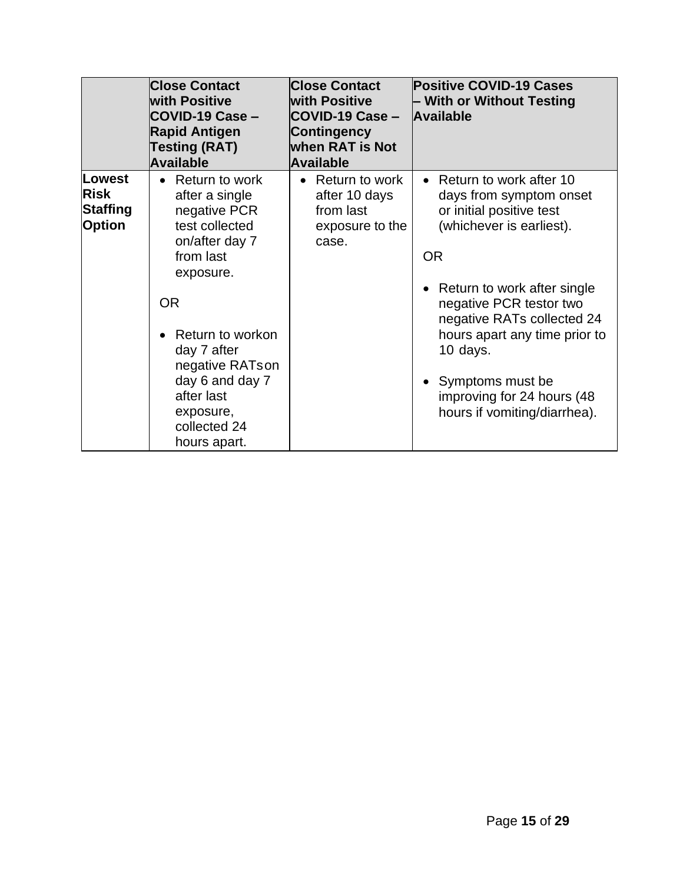| | Close Contact with Positive COVID-19 Case – Rapid Antigen Testing (RAT) Available | Close Contact with Positive COVID-19 Case – Contingency when RAT is Not Available | Positive COVID-19 Cases – With or Without Testing Available |
|---|---|---|---|
| **Lowest Risk Staffing Option** | • Return to work after a single negative PCR test collected on/after day 7 from last exposure.<br><br>OR<br><br>• Return to workon day 7 after negative RATson day 6 and day 7 after last exposure, collected 24 hours apart. | • Return to work after 10 days from last exposure to the case. | • Return to work after 10 days from symptom onset or initial positive test (whichever is earliest).<br><br>OR<br><br>• Return to work after single negative PCR testor two negative RATs collected 24 hours apart any time prior to 10 days.<br><br>• Symptoms must be improving for 24 hours (48 hours if vomiting/diarrhea). |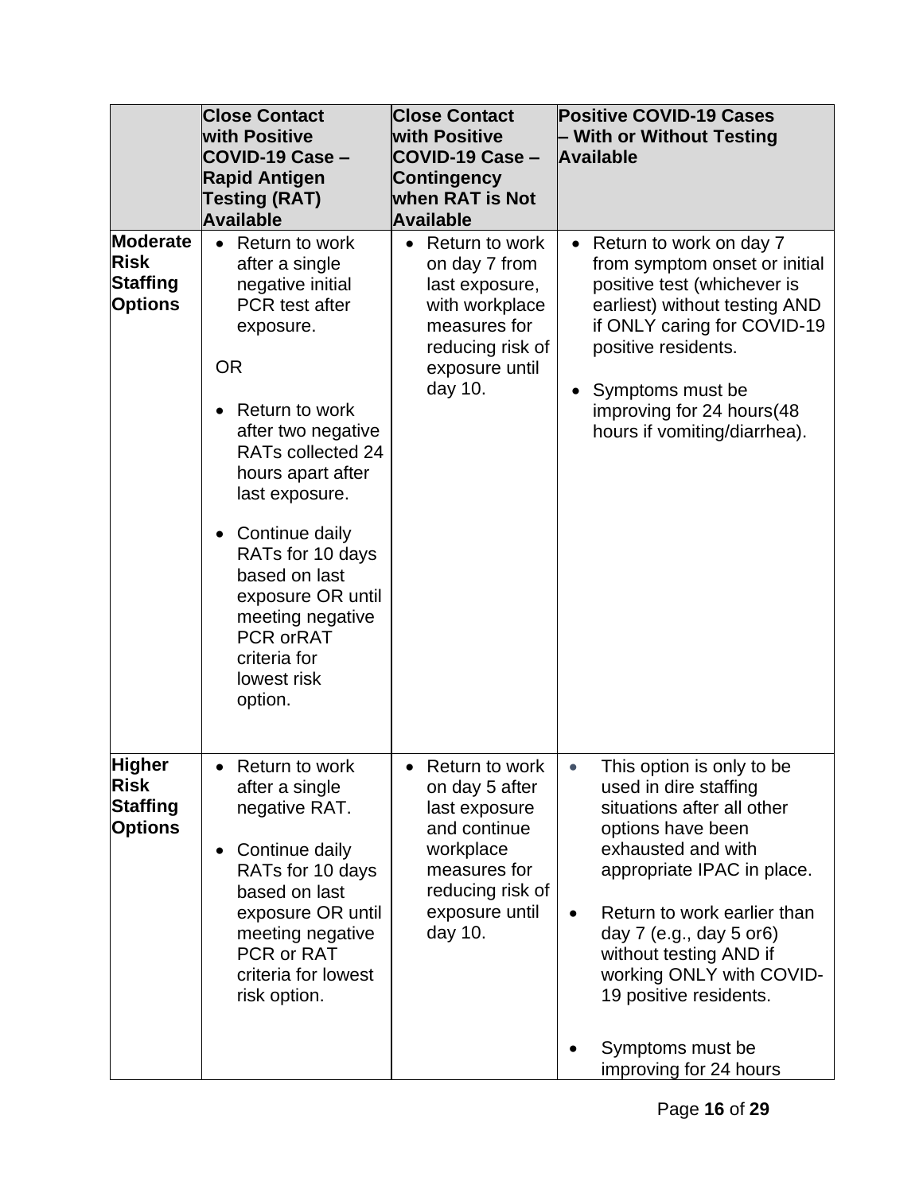| | Close Contact with Positive COVID-19 Case – Rapid Antigen Testing (RAT) Available | Close Contact with Positive COVID-19 Case – Contingency when RAT is Not Available | Positive COVID-19 Cases – With or Without Testing Available |
|---|---|---|---|
| **Moderate Risk Staffing Options** | • Return to work after a single negative initial PCR test after exposure.<br><br>OR<br><br>• Return to work after two negative RATs collected 24 hours apart after last exposure.<br><br>• Continue daily RATs for 10 days based on last exposure OR until meeting negative PCR orRAT criteria for lowest risk option. | • Return to work on day 7 from last exposure, with workplace measures for reducing risk of exposure until day 10. | • Return to work on day 7 from symptom onset or initial positive test (whichever is earliest) without testing AND if ONLY caring for COVID-19 positive residents.<br><br>• Symptoms must be improving for 24 hours(48 hours if vomiting/diarrhea). |
| **Higher Risk Staffing Options** | • Return to work after a single negative RAT.<br><br>• Continue daily RATs for 10 days based on last exposure OR until meeting negative PCR or RAT criteria for lowest risk option. | • Return to work on day 5 after last exposure and continue workplace measures for reducing risk of exposure until day 10. | • This option is only to be used in dire staffing situations after all other options have been exhausted and with appropriate IPAC in place.<br><br>• Return to work earlier than day 7 (e.g., day 5 or6) without testing AND if working ONLY with COVID-19 positive residents.<br><br>• Symptoms must be improving for 24 hours |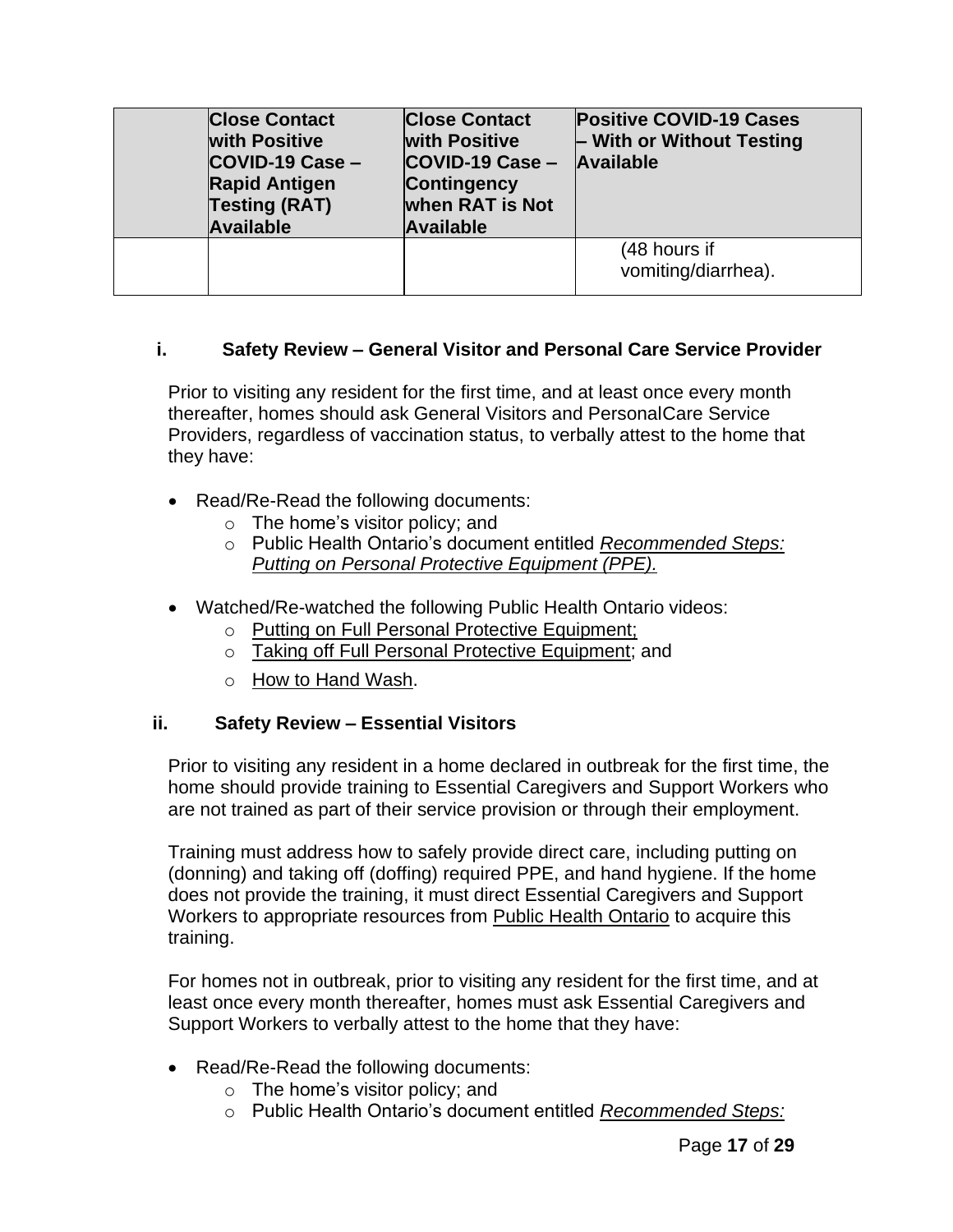| | Close Contact with Positive COVID-19 Case – Rapid Antigen Testing (RAT) Available | Close Contact with Positive COVID-19 Case – Contingency when RAT is Not Available | Positive COVID-19 Cases – With or Without Testing Available |
|---|---|---|---|
| | | | (48 hours if vomiting/diarrhea). |

#### i. Safety Review – General Visitor and Personal Care Service Provider

Prior to visiting any resident for the first time, and at least once every month thereafter, homes should ask General Visitors and PersonalCare Service Providers, regardless of vaccination status, to verbally attest to the home that they have:

- Read/Re-Read the following documents:
  - The home's visitor policy; and
  - Public Health Ontario's document entitled *Recommended Steps: Putting on Personal Protective Equipment (PPE).*
- Watched/Re-watched the following Public Health Ontario videos:
  - Putting on Full Personal Protective Equipment;
  - Taking off Full Personal Protective Equipment; and
  - How to Hand Wash.

#### ii. Safety Review – Essential Visitors

Prior to visiting any resident in a home declared in outbreak for the first time, the home should provide training to Essential Caregivers and Support Workers who are not trained as part of their service provision or through their employment.

Training must address how to safely provide direct care, including putting on (donning) and taking off (doffing) required PPE, and hand hygiene. If the home does not provide the training, it must direct Essential Caregivers and Support Workers to appropriate resources from Public Health Ontario to acquire this training.

For homes not in outbreak, prior to visiting any resident for the first time, and at least once every month thereafter, homes must ask Essential Caregivers and Support Workers to verbally attest to the home that they have:

- Read/Re-Read the following documents:
  - The home's visitor policy; and
  - Public Health Ontario's document entitled *Recommended Steps:*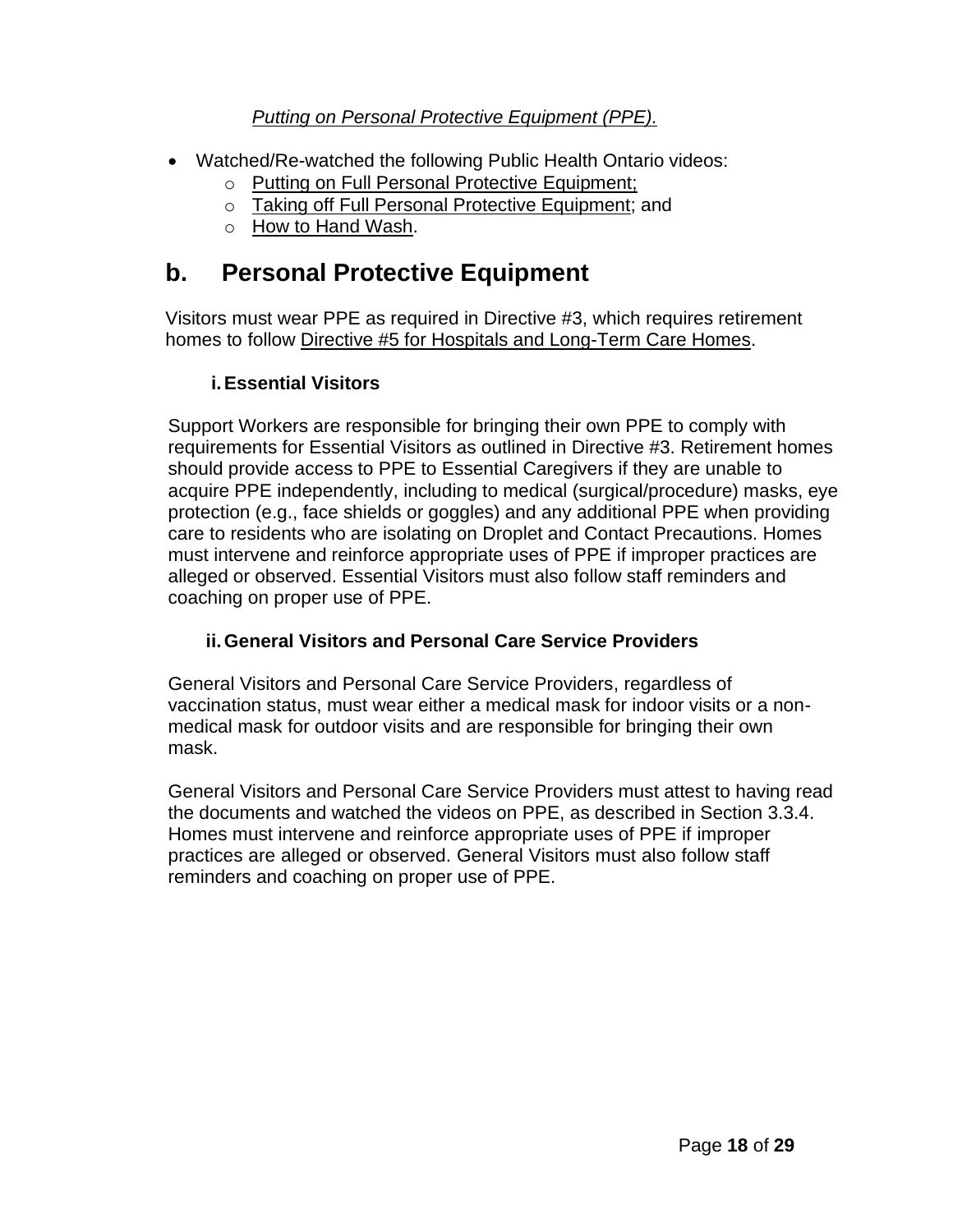*Putting on Personal Protective Equipment (PPE).*

- Watched/Re-watched the following Public Health Ontario videos:
  - Putting on Full Personal Protective Equipment;
  - Taking off Full Personal Protective Equipment; and
  - How to Hand Wash.

## b. Personal Protective Equipment

Visitors must wear PPE as required in Directive #3, which requires retirement homes to follow Directive #5 for Hospitals and Long-Term Care Homes.

### i. Essential Visitors

Support Workers are responsible for bringing their own PPE to comply with requirements for Essential Visitors as outlined in Directive #3. Retirement homes should provide access to PPE to Essential Caregivers if they are unable to acquire PPE independently, including to medical (surgical/procedure) masks, eye protection (e.g., face shields or goggles) and any additional PPE when providing care to residents who are isolating on Droplet and Contact Precautions. Homes must intervene and reinforce appropriate uses of PPE if improper practices are alleged or observed. Essential Visitors must also follow staff reminders and coaching on proper use of PPE.

### ii. General Visitors and Personal Care Service Providers

General Visitors and Personal Care Service Providers, regardless of vaccination status, must wear either a medical mask for indoor visits or a non-medical mask for outdoor visits and are responsible for bringing their own mask.

General Visitors and Personal Care Service Providers must attest to having read the documents and watched the videos on PPE, as described in Section 3.3.4. Homes must intervene and reinforce appropriate uses of PPE if improper practices are alleged or observed. General Visitors must also follow staff reminders and coaching on proper use of PPE.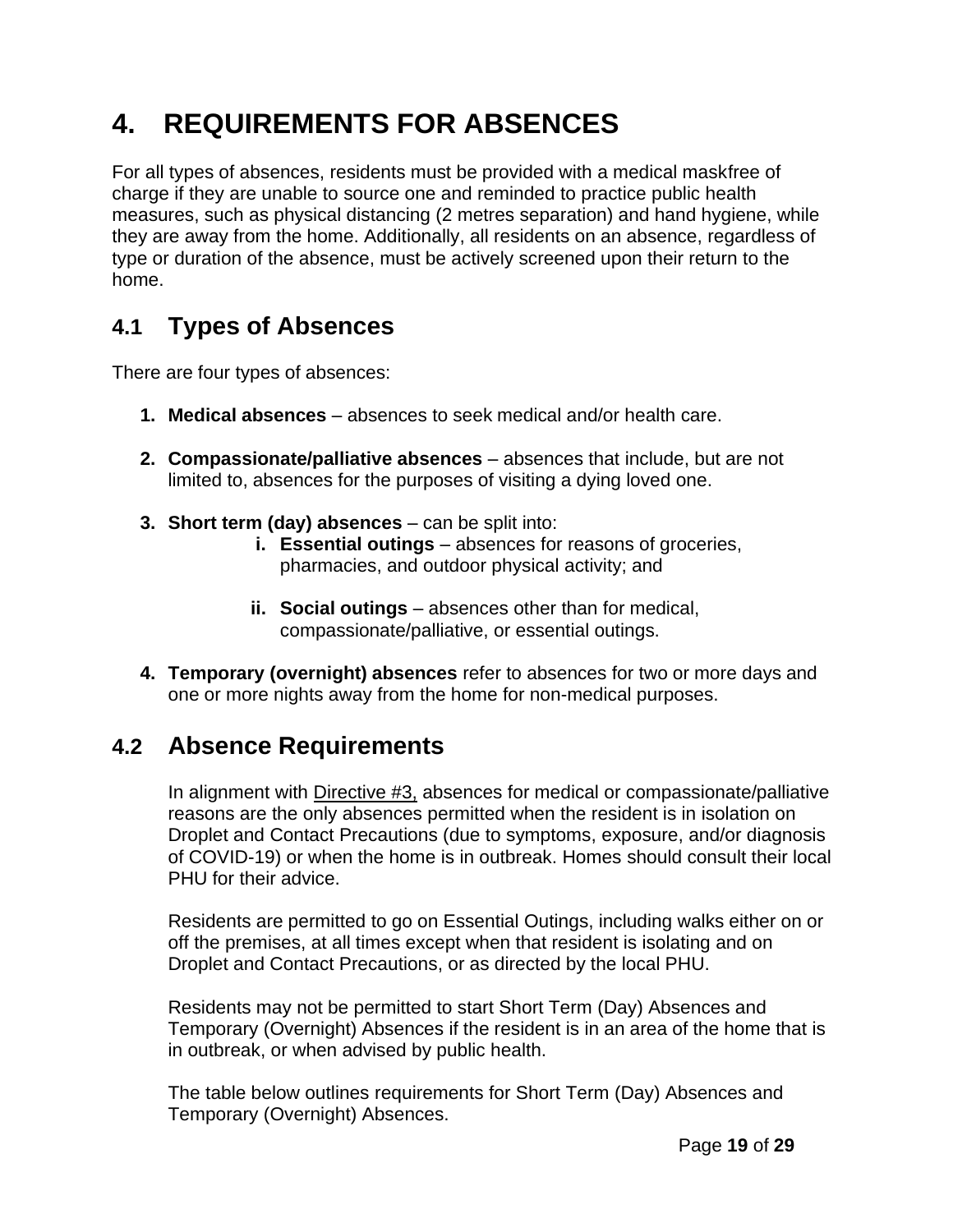# 4. REQUIREMENTS FOR ABSENCES

For all types of absences, residents must be provided with a medical maskfree of charge if they are unable to source one and reminded to practice public health measures, such as physical distancing (2 metres separation) and hand hygiene, while they are away from the home. Additionally, all residents on an absence, regardless of type or duration of the absence, must be actively screened upon their return to the home.

## 4.1 Types of Absences

There are four types of absences:

1. **Medical absences** – absences to seek medical and/or health care.

2. **Compassionate/palliative absences** – absences that include, but are not limited to, absences for the purposes of visiting a dying loved one.

3. **Short term (day) absences** – can be split into:
   - i. **Essential outings** – absences for reasons of groceries, pharmacies, and outdoor physical activity; and
   - ii. **Social outings** – absences other than for medical, compassionate/palliative, or essential outings.

4. **Temporary (overnight) absences** refer to absences for two or more days and one or more nights away from the home for non-medical purposes.

## 4.2 Absence Requirements

In alignment with Directive #3, absences for medical or compassionate/palliative reasons are the only absences permitted when the resident is in isolation on Droplet and Contact Precautions (due to symptoms, exposure, and/or diagnosis of COVID-19) or when the home is in outbreak. Homes should consult their local PHU for their advice.

Residents are permitted to go on Essential Outings, including walks either on or off the premises, at all times except when that resident is isolating and on Droplet and Contact Precautions, or as directed by the local PHU.

Residents may not be permitted to start Short Term (Day) Absences and Temporary (Overnight) Absences if the resident is in an area of the home that is in outbreak, or when advised by public health.

The table below outlines requirements for Short Term (Day) Absences and Temporary (Overnight) Absences.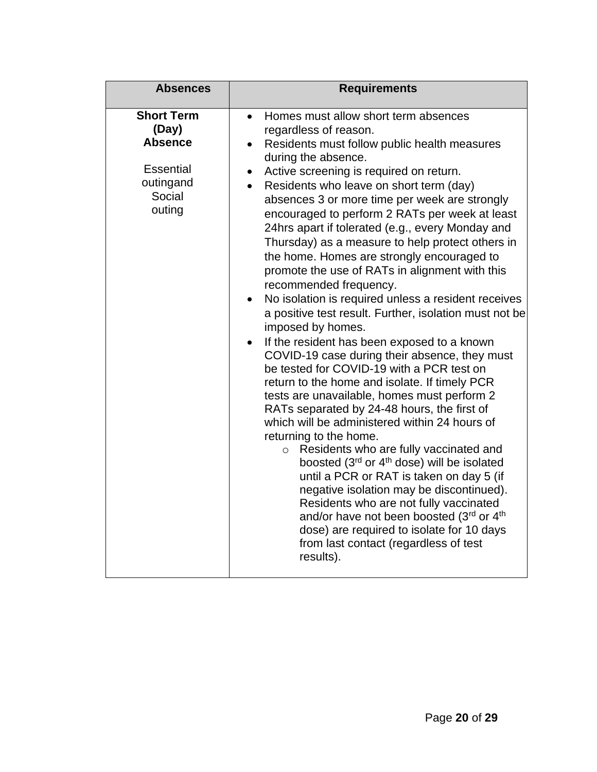| Absences | Requirements |
|---|---|
| **Short Term (Day) Absence**<br><br>Essential outingand Social outing | • Homes must allow short term absences regardless of reason.<br>• Residents must follow public health measures during the absence.<br>• Active screening is required on return.<br>• Residents who leave on short term (day) absences 3 or more time per week are strongly encouraged to perform 2 RATs per week at least 24hrs apart if tolerated (e.g., every Monday and Thursday) as a measure to help protect others in the home. Homes are strongly encouraged to promote the use of RATs in alignment with this recommended frequency.<br>• No isolation is required unless a resident receives a positive test result. Further, isolation must not be imposed by homes.<br>• If the resident has been exposed to a known COVID-19 case during their absence, they must be tested for COVID-19 with a PCR test on return to the home and isolate. If timely PCR tests are unavailable, homes must perform 2 RATs separated by 24-48 hours, the first of which will be administered within 24 hours of returning to the home.<br>&nbsp;&nbsp;&nbsp;&nbsp;o Residents who are fully vaccinated and boosted (3rd or 4th dose) will be isolated until a PCR or RAT is taken on day 5 (if negative isolation may be discontinued). Residents who are not fully vaccinated and/or have not been boosted (3rd or 4th dose) are required to isolate for 10 days from last contact (regardless of test results). |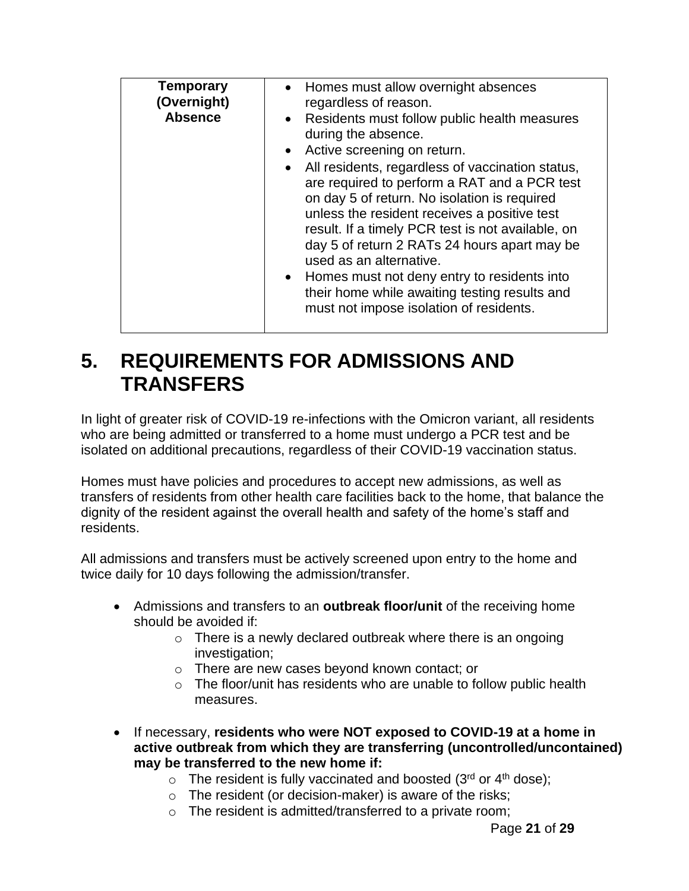| Temporary (Overnight) Absence | • Homes must allow overnight absences regardless of reason.<br>• Residents must follow public health measures during the absence.<br>• Active screening on return.<br>• All residents, regardless of vaccination status, are required to perform a RAT and a PCR test on day 5 of return. No isolation is required unless the resident receives a positive test result. If a timely PCR test is not available, on day 5 of return 2 RATs 24 hours apart may be used as an alternative.<br>• Homes must not deny entry to residents into their home while awaiting testing results and must not impose isolation of residents. |
|---|---|

# 5. REQUIREMENTS FOR ADMISSIONS AND TRANSFERS

In light of greater risk of COVID-19 re-infections with the Omicron variant, all residents who are being admitted or transferred to a home must undergo a PCR test and be isolated on additional precautions, regardless of their COVID-19 vaccination status.

Homes must have policies and procedures to accept new admissions, as well as transfers of residents from other health care facilities back to the home, that balance the dignity of the resident against the overall health and safety of the home's staff and residents.

All admissions and transfers must be actively screened upon entry to the home and twice daily for 10 days following the admission/transfer.

- Admissions and transfers to an **outbreak floor/unit** of the receiving home should be avoided if:
    - There is a newly declared outbreak where there is an ongoing investigation;
    - There are new cases beyond known contact; or
    - The floor/unit has residents who are unable to follow public health measures.
- If necessary, **residents who were NOT exposed to COVID-19 at a home in active outbreak from which they are transferring (uncontrolled/uncontained) may be transferred to the new home if:**
    - The resident is fully vaccinated and boosted (3rd or 4th dose);
    - The resident (or decision-maker) is aware of the risks;
    - The resident is admitted/transferred to a private room;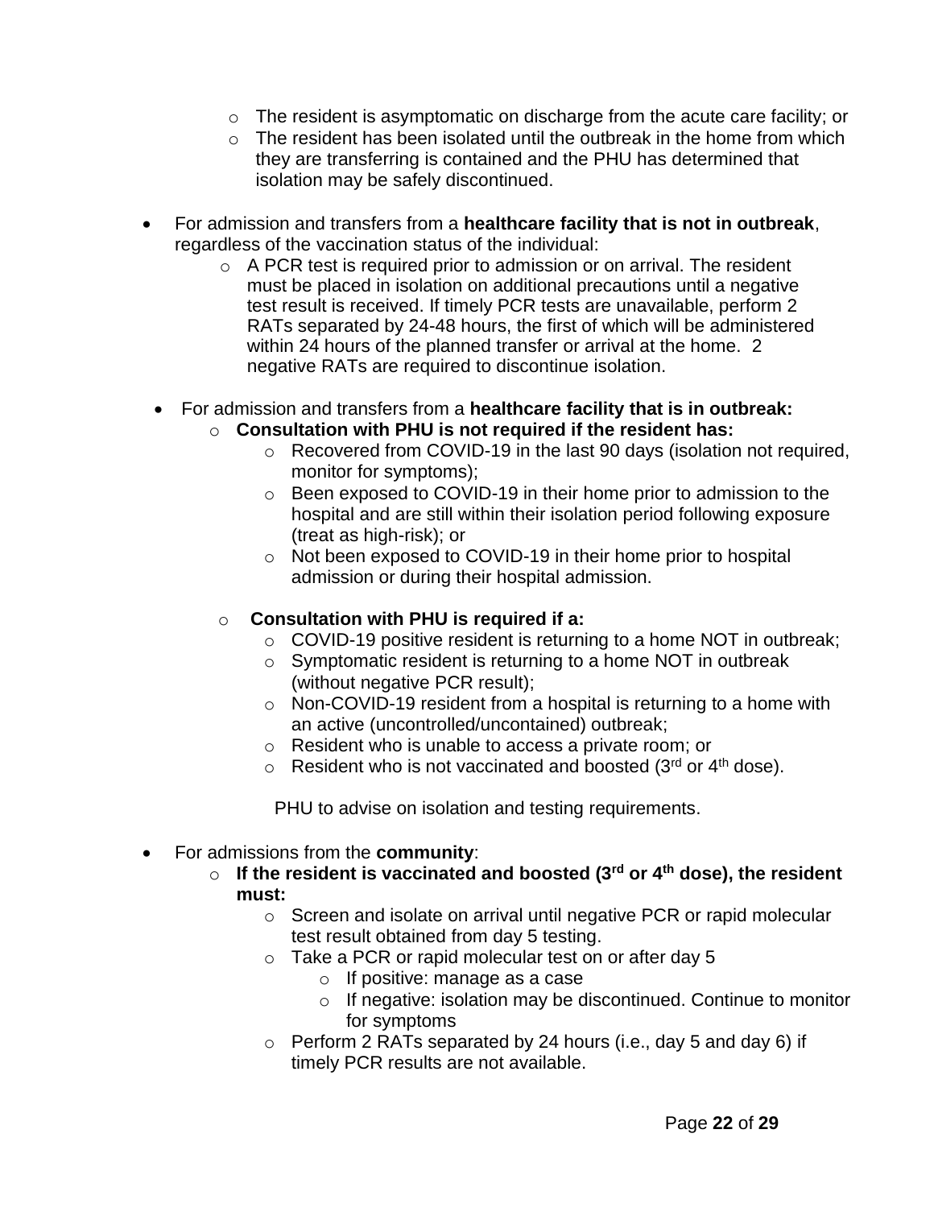- The resident is asymptomatic on discharge from the acute care facility; or
  - The resident has been isolated until the outbreak in the home from which they are transferring is contained and the PHU has determined that isolation may be safely discontinued.

- For admission and transfers from a **healthcare facility that is not in outbreak**, regardless of the vaccination status of the individual:
  - A PCR test is required prior to admission or on arrival. The resident must be placed in isolation on additional precautions until a negative test result is received. If timely PCR tests are unavailable, perform 2 RATs separated by 24-48 hours, the first of which will be administered within 24 hours of the planned transfer or arrival at the home. 2 negative RATs are required to discontinue isolation.

- For admission and transfers from a **healthcare facility that is in outbreak:**
  - **Consultation with PHU is not required if the resident has:**
    - Recovered from COVID-19 in the last 90 days (isolation not required, monitor for symptoms);
    - Been exposed to COVID-19 in their home prior to admission to the hospital and are still within their isolation period following exposure (treat as high-risk); or
    - Not been exposed to COVID-19 in their home prior to hospital admission or during their hospital admission.

  - **Consultation with PHU is required if a:**
    - COVID-19 positive resident is returning to a home NOT in outbreak;
    - Symptomatic resident is returning to a home NOT in outbreak (without negative PCR result);
    - Non-COVID-19 resident from a hospital is returning to a home with an active (uncontrolled/uncontained) outbreak;
    - Resident who is unable to access a private room; or
    - Resident who is not vaccinated and boosted (3rd or 4th dose).

    PHU to advise on isolation and testing requirements.

- For admissions from the **community**:
  - **If the resident is vaccinated and boosted (3rd or 4th dose), the resident must:**
    - Screen and isolate on arrival until negative PCR or rapid molecular test result obtained from day 5 testing.
    - Take a PCR or rapid molecular test on or after day 5
      - If positive: manage as a case
      - If negative: isolation may be discontinued. Continue to monitor for symptoms
    - Perform 2 RATs separated by 24 hours (i.e., day 5 and day 6) if timely PCR results are not available.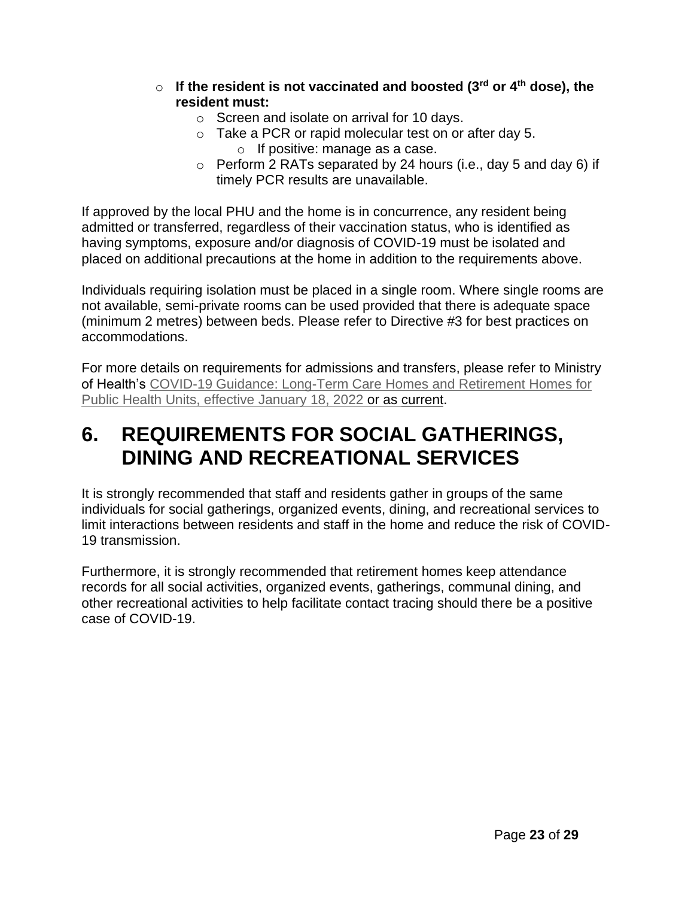- **If the resident is not vaccinated and boosted (3rd or 4th dose), the resident must:**
  - Screen and isolate on arrival for 10 days.
  - Take a PCR or rapid molecular test on or after day 5.
    - If positive: manage as a case.
  - Perform 2 RATs separated by 24 hours (i.e., day 5 and day 6) if timely PCR results are unavailable.

If approved by the local PHU and the home is in concurrence, any resident being admitted or transferred, regardless of their vaccination status, who is identified as having symptoms, exposure and/or diagnosis of COVID-19 must be isolated and placed on additional precautions at the home in addition to the requirements above.

Individuals requiring isolation must be placed in a single room. Where single rooms are not available, semi-private rooms can be used provided that there is adequate space (minimum 2 metres) between beds. Please refer to Directive #3 for best practices on accommodations.

For more details on requirements for admissions and transfers, please refer to Ministry of Health's COVID-19 Guidance: Long-Term Care Homes and Retirement Homes for Public Health Units, effective January 18, 2022 or as current.

# 6. REQUIREMENTS FOR SOCIAL GATHERINGS, DINING AND RECREATIONAL SERVICES

It is strongly recommended that staff and residents gather in groups of the same individuals for social gatherings, organized events, dining, and recreational services to limit interactions between residents and staff in the home and reduce the risk of COVID-19 transmission.

Furthermore, it is strongly recommended that retirement homes keep attendance records for all social activities, organized events, gatherings, communal dining, and other recreational activities to help facilitate contact tracing should there be a positive case of COVID-19.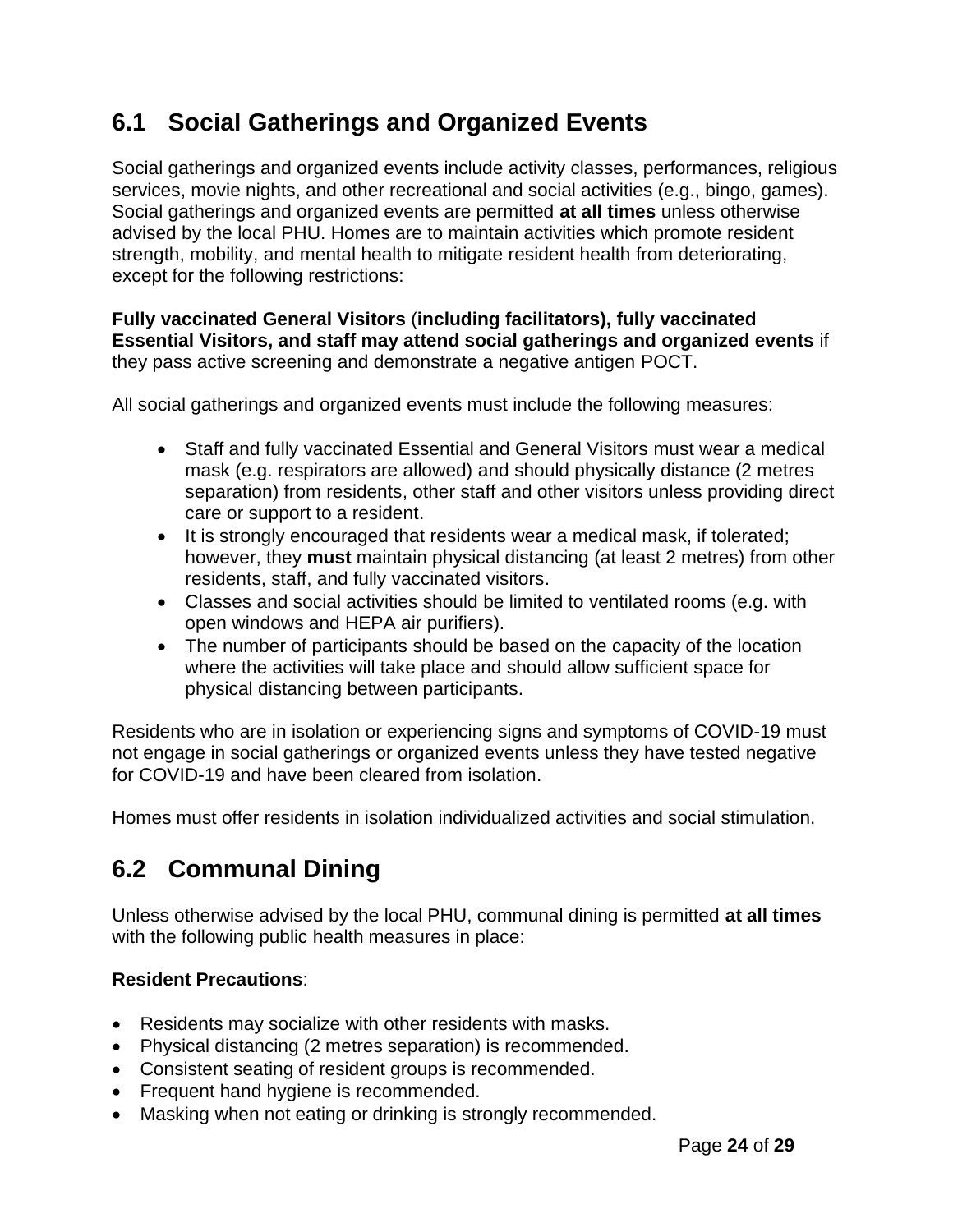## 6.1 Social Gatherings and Organized Events

Social gatherings and organized events include activity classes, performances, religious services, movie nights, and other recreational and social activities (e.g., bingo, games). Social gatherings and organized events are permitted **at all times** unless otherwise advised by the local PHU. Homes are to maintain activities which promote resident strength, mobility, and mental health to mitigate resident health from deteriorating, except for the following restrictions:

**Fully vaccinated General Visitors** (**including facilitators), fully vaccinated Essential Visitors, and staff may attend social gatherings and organized events** if they pass active screening and demonstrate a negative antigen POCT.

All social gatherings and organized events must include the following measures:

- Staff and fully vaccinated Essential and General Visitors must wear a medical mask (e.g. respirators are allowed) and should physically distance (2 metres separation) from residents, other staff and other visitors unless providing direct care or support to a resident.
- It is strongly encouraged that residents wear a medical mask, if tolerated; however, they **must** maintain physical distancing (at least 2 metres) from other residents, staff, and fully vaccinated visitors.
- Classes and social activities should be limited to ventilated rooms (e.g. with open windows and HEPA air purifiers).
- The number of participants should be based on the capacity of the location where the activities will take place and should allow sufficient space for physical distancing between participants.

Residents who are in isolation or experiencing signs and symptoms of COVID-19 must not engage in social gatherings or organized events unless they have tested negative for COVID-19 and have been cleared from isolation.

Homes must offer residents in isolation individualized activities and social stimulation.

## 6.2 Communal Dining

Unless otherwise advised by the local PHU, communal dining is permitted **at all times** with the following public health measures in place:

**Resident Precautions**:

- Residents may socialize with other residents with masks.
- Physical distancing (2 metres separation) is recommended.
- Consistent seating of resident groups is recommended.
- Frequent hand hygiene is recommended.
- Masking when not eating or drinking is strongly recommended.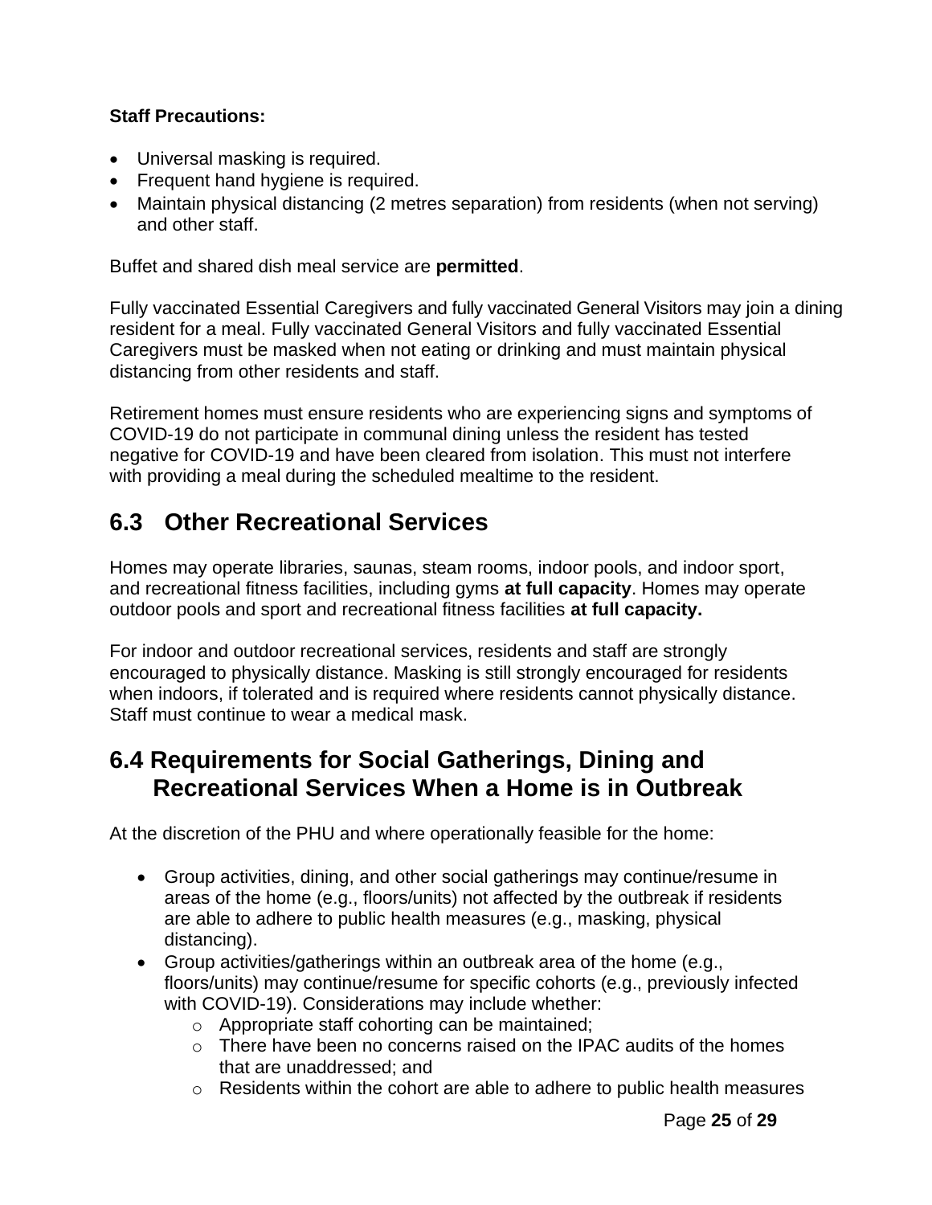**Staff Precautions:**

- Universal masking is required.
- Frequent hand hygiene is required.
- Maintain physical distancing (2 metres separation) from residents (when not serving) and other staff.

Buffet and shared dish meal service are **permitted**.

Fully vaccinated Essential Caregivers and fully vaccinated General Visitors may join a dining resident for a meal. Fully vaccinated General Visitors and fully vaccinated Essential Caregivers must be masked when not eating or drinking and must maintain physical distancing from other residents and staff.

Retirement homes must ensure residents who are experiencing signs and symptoms of COVID-19 do not participate in communal dining unless the resident has tested negative for COVID-19 and have been cleared from isolation. This must not interfere with providing a meal during the scheduled mealtime to the resident.

## 6.3 Other Recreational Services

Homes may operate libraries, saunas, steam rooms, indoor pools, and indoor sport, and recreational fitness facilities, including gyms **at full capacity**. Homes may operate outdoor pools and sport and recreational fitness facilities **at full capacity.**

For indoor and outdoor recreational services, residents and staff are strongly encouraged to physically distance. Masking is still strongly encouraged for residents when indoors, if tolerated and is required where residents cannot physically distance. Staff must continue to wear a medical mask.

## 6.4 Requirements for Social Gatherings, Dining and Recreational Services When a Home is in Outbreak

At the discretion of the PHU and where operationally feasible for the home:

- Group activities, dining, and other social gatherings may continue/resume in areas of the home (e.g., floors/units) not affected by the outbreak if residents are able to adhere to public health measures (e.g., masking, physical distancing).
- Group activities/gatherings within an outbreak area of the home (e.g., floors/units) may continue/resume for specific cohorts (e.g., previously infected with COVID-19). Considerations may include whether:
  - Appropriate staff cohorting can be maintained;
  - There have been no concerns raised on the IPAC audits of the homes that are unaddressed; and
  - Residents within the cohort are able to adhere to public health measures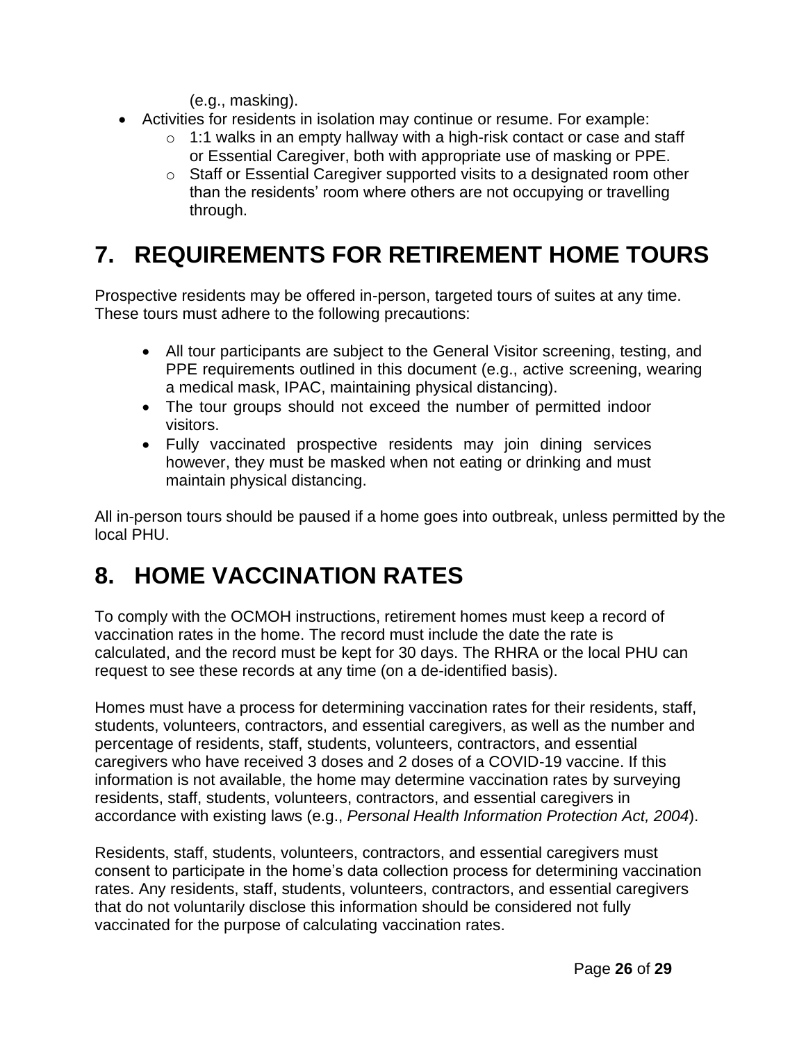(e.g., masking).

- Activities for residents in isolation may continue or resume. For example:
  - 1:1 walks in an empty hallway with a high-risk contact or case and staff or Essential Caregiver, both with appropriate use of masking or PPE.
  - Staff or Essential Caregiver supported visits to a designated room other than the residents' room where others are not occupying or travelling through.

# 7. REQUIREMENTS FOR RETIREMENT HOME TOURS

Prospective residents may be offered in-person, targeted tours of suites at any time. These tours must adhere to the following precautions:

- All tour participants are subject to the General Visitor screening, testing, and PPE requirements outlined in this document (e.g., active screening, wearing a medical mask, IPAC, maintaining physical distancing).
- The tour groups should not exceed the number of permitted indoor visitors.
- Fully vaccinated prospective residents may join dining services however, they must be masked when not eating or drinking and must maintain physical distancing.

All in-person tours should be paused if a home goes into outbreak, unless permitted by the local PHU.

# 8. HOME VACCINATION RATES

To comply with the OCMOH instructions, retirement homes must keep a record of vaccination rates in the home. The record must include the date the rate is calculated, and the record must be kept for 30 days. The RHRA or the local PHU can request to see these records at any time (on a de-identified basis).

Homes must have a process for determining vaccination rates for their residents, staff, students, volunteers, contractors, and essential caregivers, as well as the number and percentage of residents, staff, students, volunteers, contractors, and essential caregivers who have received 3 doses and 2 doses of a COVID-19 vaccine. If this information is not available, the home may determine vaccination rates by surveying residents, staff, students, volunteers, contractors, and essential caregivers in accordance with existing laws (e.g., *Personal Health Information Protection Act, 2004*).

Residents, staff, students, volunteers, contractors, and essential caregivers must consent to participate in the home's data collection process for determining vaccination rates. Any residents, staff, students, volunteers, contractors, and essential caregivers that do not voluntarily disclose this information should be considered not fully vaccinated for the purpose of calculating vaccination rates.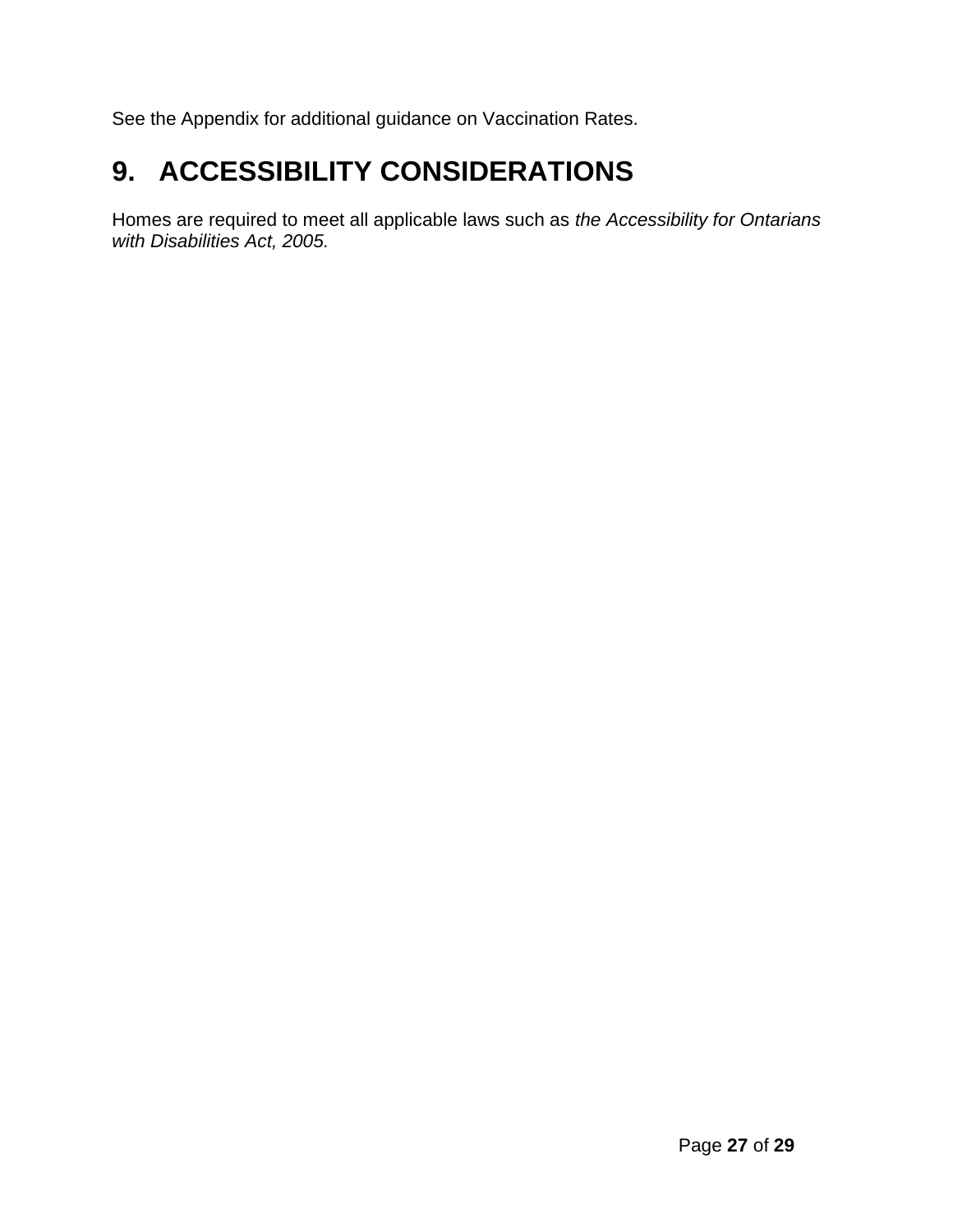See the Appendix for additional guidance on Vaccination Rates.

# 9. ACCESSIBILITY CONSIDERATIONS

Homes are required to meet all applicable laws such as *the Accessibility for Ontarians with Disabilities Act, 2005.*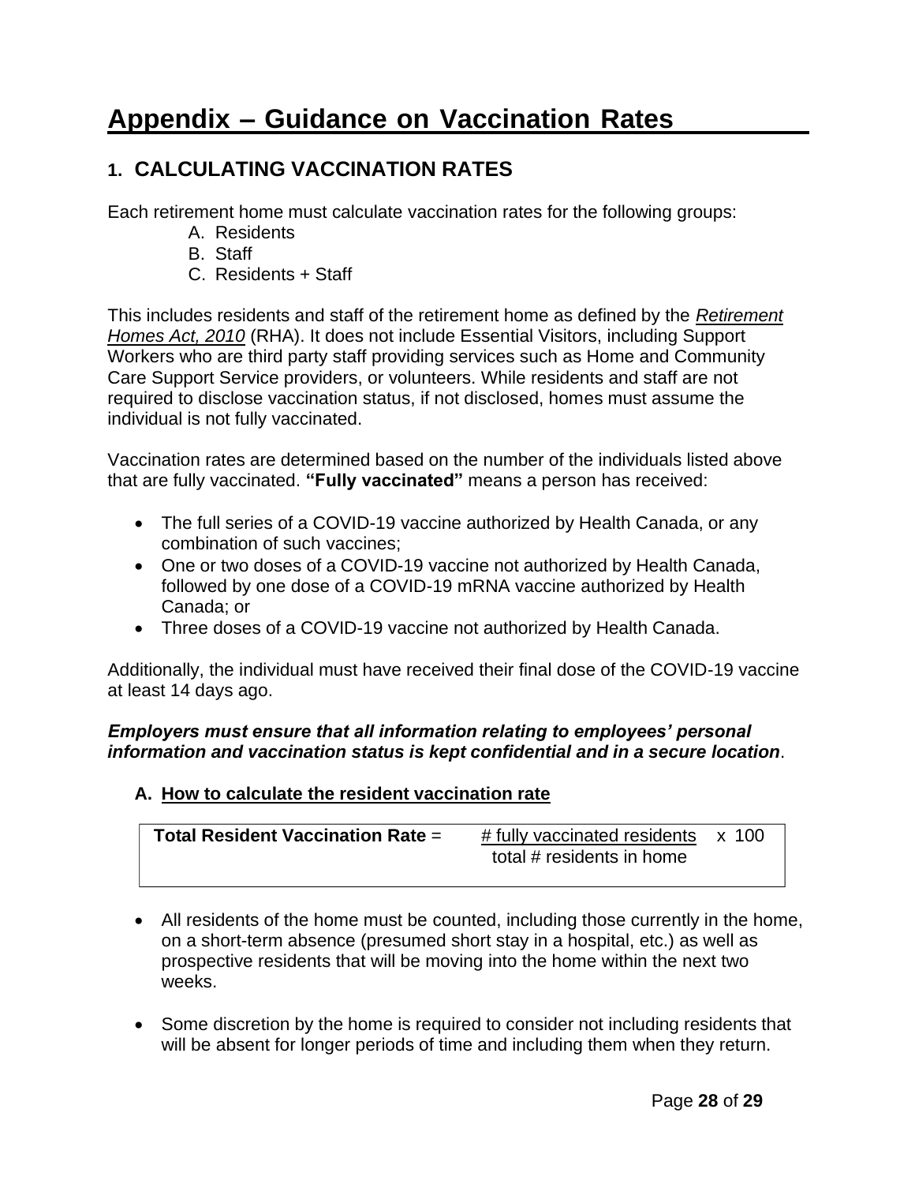# Appendix – Guidance on Vaccination Rates

## 1. CALCULATING VACCINATION RATES

Each retirement home must calculate vaccination rates for the following groups:

A. Residents
B. Staff
C. Residents + Staff

This includes residents and staff of the retirement home as defined by the *Retirement Homes Act, 2010* (RHA). It does not include Essential Visitors, including Support Workers who are third party staff providing services such as Home and Community Care Support Service providers, or volunteers. While residents and staff are not required to disclose vaccination status, if not disclosed, homes must assume the individual is not fully vaccinated.

Vaccination rates are determined based on the number of the individuals listed above that are fully vaccinated. **"Fully vaccinated"** means a person has received:

- The full series of a COVID-19 vaccine authorized by Health Canada, or any combination of such vaccines;
- One or two doses of a COVID-19 vaccine not authorized by Health Canada, followed by one dose of a COVID-19 mRNA vaccine authorized by Health Canada; or
- Three doses of a COVID-19 vaccine not authorized by Health Canada.

Additionally, the individual must have received their final dose of the COVID-19 vaccine at least 14 days ago.

***Employers must ensure that all information relating to employees' personal information and vaccination status is kept confidential and in a secure location***.

### A. How to calculate the resident vaccination rate

$$\textbf{Total Resident Vaccination Rate} = \frac{\text{\# fully vaccinated residents}}{\text{total \# residents in home}} \times 100$$

- All residents of the home must be counted, including those currently in the home, on a short-term absence (presumed short stay in a hospital, etc.) as well as prospective residents that will be moving into the home within the next two weeks.
- Some discretion by the home is required to consider not including residents that will be absent for longer periods of time and including them when they return.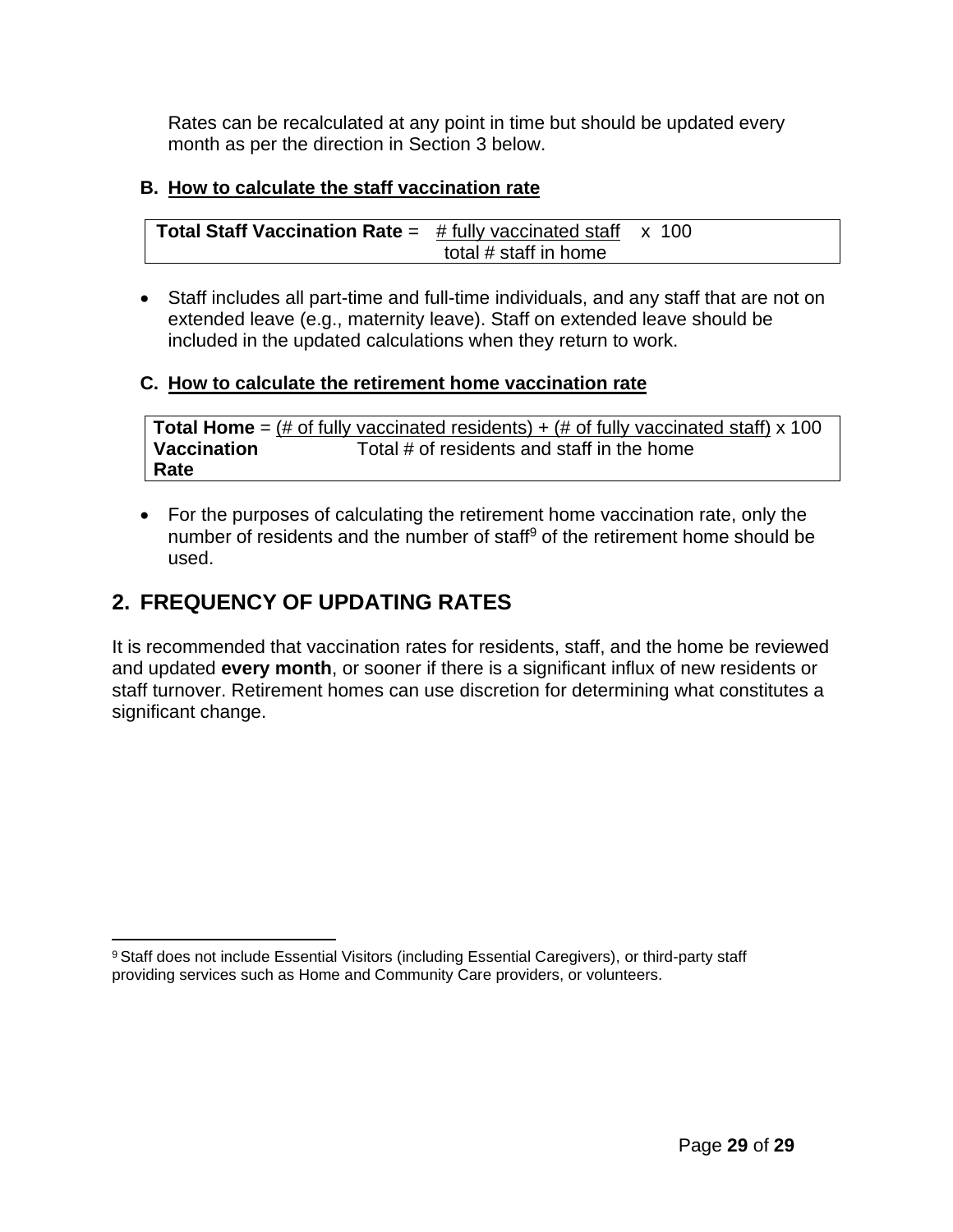Rates can be recalculated at any point in time but should be updated every month as per the direction in Section 3 below.

### B. How to calculate the staff vaccination rate

$$\textbf{Total Staff Vaccination Rate} = \frac{\text{\# fully vaccinated staff}}{\text{total \# staff in home}} \times 100$$

- Staff includes all part-time and full-time individuals, and any staff that are not on extended leave (e.g., maternity leave). Staff on extended leave should be included in the updated calculations when they return to work.

### C. How to calculate the retirement home vaccination rate

$$\textbf{Total Home Vaccination Rate} = \frac{(\text{\# of fully vaccinated residents}) + (\text{\# of fully vaccinated staff})}{\text{Total \# of residents and staff in the home}} \times 100$$

- For the purposes of calculating the retirement home vaccination rate, only the number of residents and the number of staff[9] of the retirement home should be used.

## 2. FREQUENCY OF UPDATING RATES

It is recommended that vaccination rates for residents, staff, and the home be reviewed and updated **every month**, or sooner if there is a significant influx of new residents or staff turnover. Retirement homes can use discretion for determining what constitutes a significant change.

---

[9] Staff does not include Essential Visitors (including Essential Caregivers), or third-party staff providing services such as Home and Community Care providers, or volunteers.